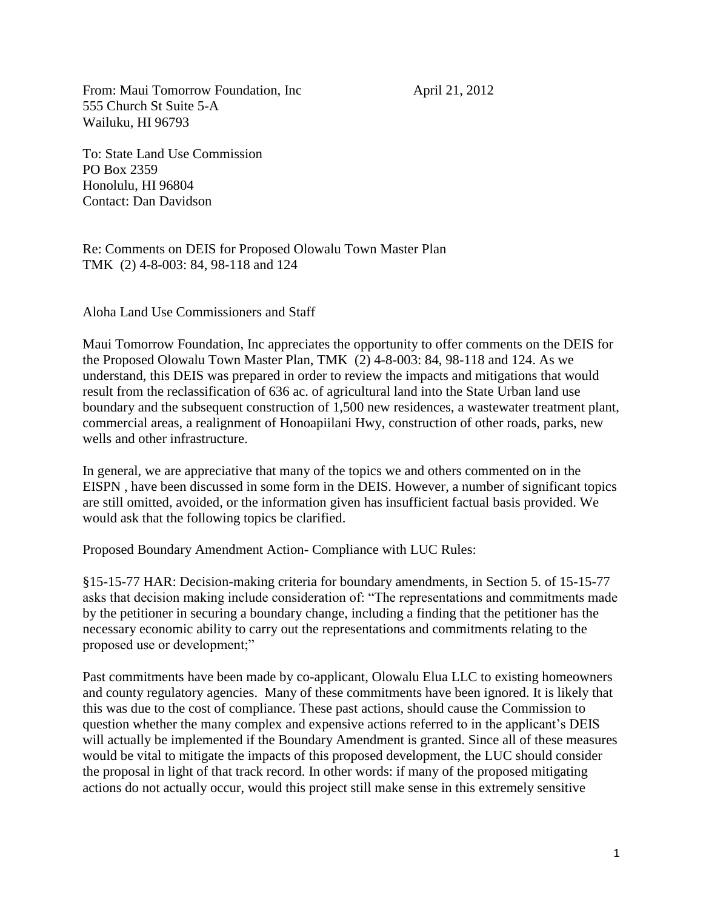From: Maui Tomorrow Foundation, Inc
555 Church St Suite 5-A
Wailuku, HI 96793

April 21, 2012

To: State Land Use Commission
PO Box 2359
Honolulu, HI 96804
Contact: Dan Davidson

Re: Comments on DEIS for Proposed Olowalu Town Master Plan
TMK (2) 4-8-003: 84, 98-118 and 124

Aloha Land Use Commissioners and Staff

Maui Tomorrow Foundation, Inc appreciates the opportunity to offer comments on the DEIS for the Proposed Olowalu Town Master Plan, TMK (2) 4-8-003: 84, 98-118 and 124. As we understand, this DEIS was prepared in order to review the impacts and mitigations that would result from the reclassification of 636 ac. of agricultural land into the State Urban land use boundary and the subsequent construction of 1,500 new residences, a wastewater treatment plant, commercial areas, a realignment of Honoapiilani Hwy, construction of other roads, parks, new wells and other infrastructure.

In general, we are appreciative that many of the topics we and others commented on in the EISPN , have been discussed in some form in the DEIS. However, a number of significant topics are still omitted, avoided, or the information given has insufficient factual basis provided. We would ask that the following topics be clarified.

Proposed Boundary Amendment Action- Compliance with LUC Rules:

§15-15-77 HAR: Decision-making criteria for boundary amendments, in Section 5. of 15-15-77 asks that decision making include consideration of: "The representations and commitments made by the petitioner in securing a boundary change, including a finding that the petitioner has the necessary economic ability to carry out the representations and commitments relating to the proposed use or development;"

Past commitments have been made by co-applicant, Olowalu Elua LLC to existing homeowners and county regulatory agencies. Many of these commitments have been ignored. It is likely that this was due to the cost of compliance. These past actions, should cause the Commission to question whether the many complex and expensive actions referred to in the applicant's DEIS will actually be implemented if the Boundary Amendment is granted. Since all of these measures would be vital to mitigate the impacts of this proposed development, the LUC should consider the proposal in light of that track record. In other words: if many of the proposed mitigating actions do not actually occur, would this project still make sense in this extremely sensitive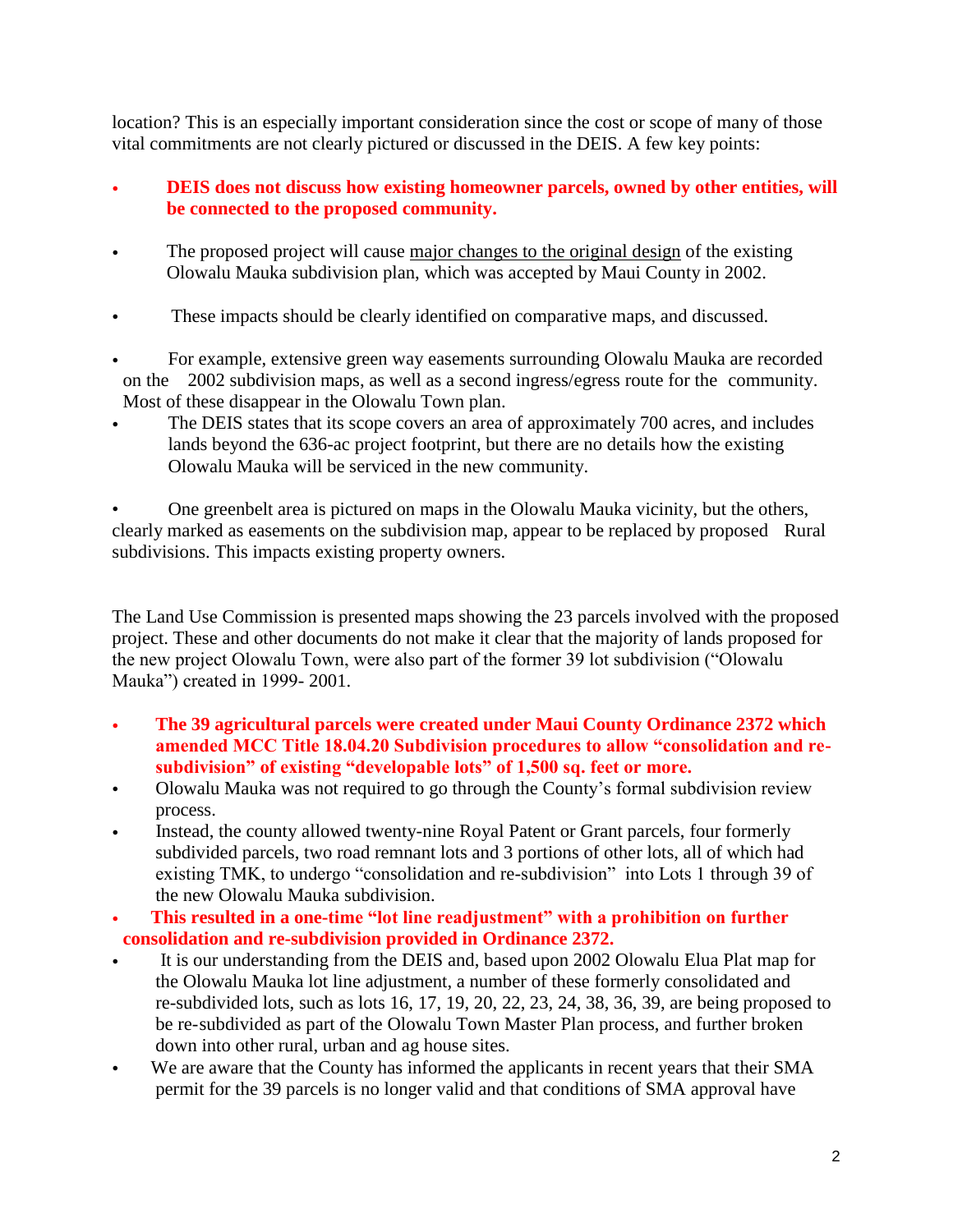location? This is an especially important consideration since the cost or scope of many of those vital commitments are not clearly pictured or discussed in the DEIS. A few key points:

- **DEIS does not discuss how existing homeowner parcels, owned by other entities, will be connected to the proposed community.**
- The proposed project will cause major changes to the original design of the existing Olowalu Mauka subdivision plan, which was accepted by Maui County in 2002.
- These impacts should be clearly identified on comparative maps, and discussed.
- For example, extensive green way easements surrounding Olowalu Mauka are recorded on the 2002 subdivision maps, as well as a second ingress/egress route for the community. Most of these disappear in the Olowalu Town plan.
- The DEIS states that its scope covers an area of approximately 700 acres, and includes lands beyond the 636-ac project footprint, but there are no details how the existing Olowalu Mauka will be serviced in the new community.
- One greenbelt area is pictured on maps in the Olowalu Mauka vicinity, but the others, clearly marked as easements on the subdivision map, appear to be replaced by proposed Rural subdivisions. This impacts existing property owners.

The Land Use Commission is presented maps showing the 23 parcels involved with the proposed project. These and other documents do not make it clear that the majority of lands proposed for the new project Olowalu Town, were also part of the former 39 lot subdivision ("Olowalu Mauka") created in 1999- 2001.

- **The 39 agricultural parcels were created under Maui County Ordinance 2372 which amended MCC Title 18.04.20 Subdivision procedures to allow "consolidation and re-subdivision" of existing "developable lots" of 1,500 sq. feet or more.**
- Olowalu Mauka was not required to go through the County's formal subdivision review process.
- Instead, the county allowed twenty-nine Royal Patent or Grant parcels, four formerly subdivided parcels, two road remnant lots and 3 portions of other lots, all of which had existing TMK, to undergo "consolidation and re-subdivision" into Lots 1 through 39 of the new Olowalu Mauka subdivision.
- **This resulted in a one-time "lot line readjustment" with a prohibition on further consolidation and re-subdivision provided in Ordinance 2372.**
- It is our understanding from the DEIS and, based upon 2002 Olowalu Elua Plat map for the Olowalu Mauka lot line adjustment, a number of these formerly consolidated and re-subdivided lots, such as lots 16, 17, 19, 20, 22, 23, 24, 38, 36, 39, are being proposed to be re-subdivided as part of the Olowalu Town Master Plan process, and further broken down into other rural, urban and ag house sites.
- We are aware that the County has informed the applicants in recent years that their SMA permit for the 39 parcels is no longer valid and that conditions of SMA approval have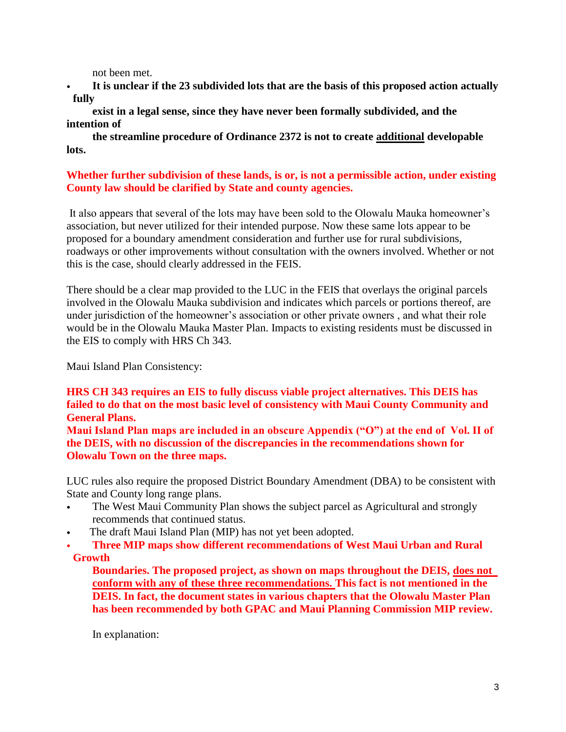not been met.

- **It is unclear if the 23 subdivided lots that are the basis of this proposed action actually fully exist in a legal sense, since they have never been formally subdivided, and the intention of the streamline procedure of Ordinance 2372 is not to create additional developable lots.**

**Whether further subdivision of these lands, is or, is not a permissible action, under existing County law should be clarified by State and county agencies.**

It also appears that several of the lots may have been sold to the Olowalu Mauka homeowner's association, but never utilized for their intended purpose. Now these same lots appear to be proposed for a boundary amendment consideration and further use for rural subdivisions, roadways or other improvements without consultation with the owners involved. Whether or not this is the case, should clearly addressed in the FEIS.

There should be a clear map provided to the LUC in the FEIS that overlays the original parcels involved in the Olowalu Mauka subdivision and indicates which parcels or portions thereof, are under jurisdiction of the homeowner's association or other private owners , and what their role would be in the Olowalu Mauka Master Plan. Impacts to existing residents must be discussed in the EIS to comply with HRS Ch 343.

Maui Island Plan Consistency:

**HRS CH 343 requires an EIS to fully discuss viable project alternatives. This DEIS has failed to do that on the most basic level of consistency with Maui County Community and General Plans.**
**Maui Island Plan maps are included in an obscure Appendix ("O") at the end of Vol. II of the DEIS, with no discussion of the discrepancies in the recommendations shown for Olowalu Town on the three maps.**

LUC rules also require the proposed District Boundary Amendment (DBA) to be consistent with State and County long range plans.

- The West Maui Community Plan shows the subject parcel as Agricultural and strongly recommends that continued status.
- The draft Maui Island Plan (MIP) has not yet been adopted.
- **Three MIP maps show different recommendations of West Maui Urban and Rural Growth Boundaries. The proposed project, as shown on maps throughout the DEIS, does not conform with any of these three recommendations. This fact is not mentioned in the DEIS. In fact, the document states in various chapters that the Olowalu Master Plan has been recommended by both GPAC and Maui Planning Commission MIP review.**

In explanation: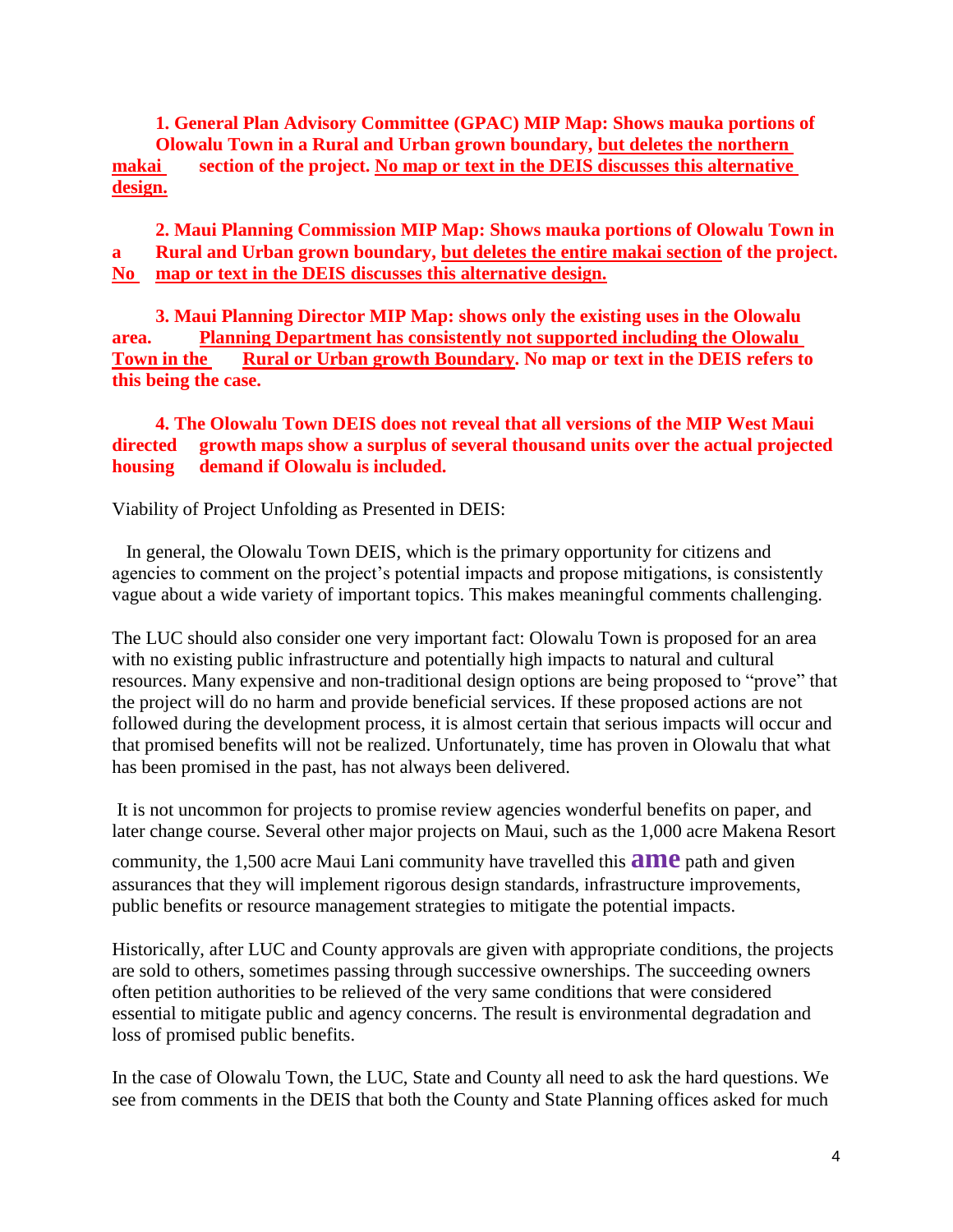1. **General Plan Advisory Committee (GPAC) MIP Map: Shows mauka portions of Olowalu Town in a Rural and Urban grown boundary, <u>but deletes the northern makai</u> section of the project. <u>No map or text in the DEIS discusses this alternative design.</u>**

2. **Maui Planning Commission MIP Map: Shows mauka portions of Olowalu Town in a Rural and Urban grown boundary, <u>but deletes the entire makai section</u> of the project. <u>No map or text in the DEIS discusses this alternative design.</u>**

3. **Maui Planning Director MIP Map: shows only the existing uses in the Olowalu area. <u>Planning Department has consistently not supported including the Olowalu Town in the Rural or Urban growth Boundary</u>. No map or text in the DEIS refers to this being the case.**

4. **The Olowalu Town DEIS does not reveal that all versions of the MIP West Maui directed growth maps show a surplus of several thousand units over the actual projected housing demand if Olowalu is included.**

Viability of Project Unfolding as Presented in DEIS:

In general, the Olowalu Town DEIS, which is the primary opportunity for citizens and agencies to comment on the project's potential impacts and propose mitigations, is consistently vague about a wide variety of important topics. This makes meaningful comments challenging.

The LUC should also consider one very important fact: Olowalu Town is proposed for an area with no existing public infrastructure and potentially high impacts to natural and cultural resources. Many expensive and non-traditional design options are being proposed to "prove" that the project will do no harm and provide beneficial services. If these proposed actions are not followed during the development process, it is almost certain that serious impacts will occur and that promised benefits will not be realized. Unfortunately, time has proven in Olowalu that what has been promised in the past, has not always been delivered.

It is not uncommon for projects to promise review agencies wonderful benefits on paper, and later change course. Several other major projects on Maui, such as the 1,000 acre Makena Resort community, the 1,500 acre Maui Lani community have travelled this **ame** path and given assurances that they will implement rigorous design standards, infrastructure improvements, public benefits or resource management strategies to mitigate the potential impacts.

Historically, after LUC and County approvals are given with appropriate conditions, the projects are sold to others, sometimes passing through successive ownerships. The succeeding owners often petition authorities to be relieved of the very same conditions that were considered essential to mitigate public and agency concerns. The result is environmental degradation and loss of promised public benefits.

In the case of Olowalu Town, the LUC, State and County all need to ask the hard questions. We see from comments in the DEIS that both the County and State Planning offices asked for much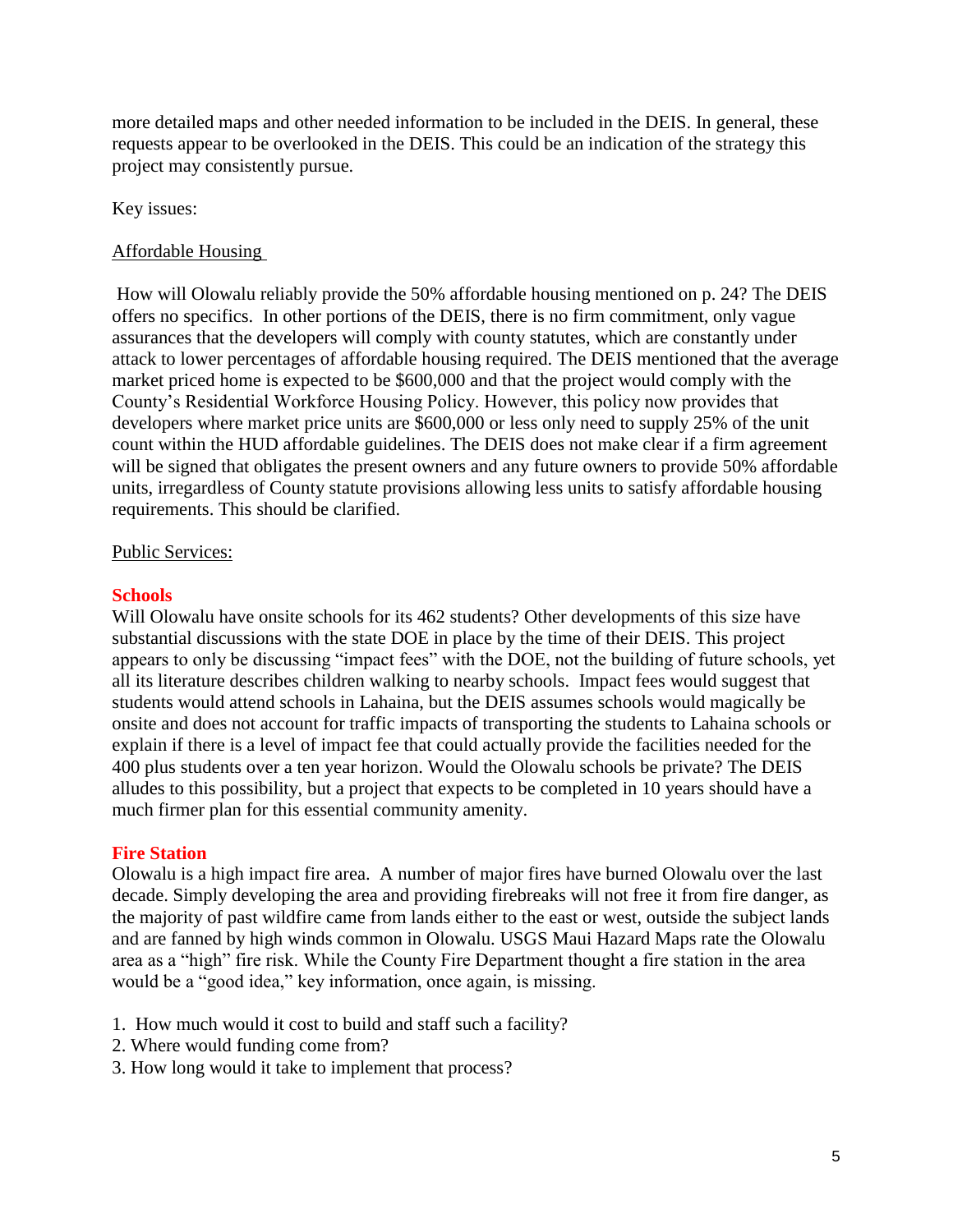more detailed maps and other needed information to be included in the DEIS. In general, these requests appear to be overlooked in the DEIS. This could be an indication of the strategy this project may consistently pursue.

Key issues:

Affordable Housing

How will Olowalu reliably provide the 50% affordable housing mentioned on p. 24? The DEIS offers no specifics. In other portions of the DEIS, there is no firm commitment, only vague assurances that the developers will comply with county statutes, which are constantly under attack to lower percentages of affordable housing required. The DEIS mentioned that the average market priced home is expected to be $600,000 and that the project would comply with the County's Residential Workforce Housing Policy. However, this policy now provides that developers where market price units are $600,000 or less only need to supply 25% of the unit count within the HUD affordable guidelines. The DEIS does not make clear if a firm agreement will be signed that obligates the present owners and any future owners to provide 50% affordable units, irregardless of County statute provisions allowing less units to satisfy affordable housing requirements. This should be clarified.

Public Services:

**Schools**

Will Olowalu have onsite schools for its 462 students? Other developments of this size have substantial discussions with the state DOE in place by the time of their DEIS. This project appears to only be discussing "impact fees" with the DOE, not the building of future schools, yet all its literature describes children walking to nearby schools. Impact fees would suggest that students would attend schools in Lahaina, but the DEIS assumes schools would magically be onsite and does not account for traffic impacts of transporting the students to Lahaina schools or explain if there is a level of impact fee that could actually provide the facilities needed for the 400 plus students over a ten year horizon. Would the Olowalu schools be private? The DEIS alludes to this possibility, but a project that expects to be completed in 10 years should have a much firmer plan for this essential community amenity.

**Fire Station**

Olowalu is a high impact fire area. A number of major fires have burned Olowalu over the last decade. Simply developing the area and providing firebreaks will not free it from fire danger, as the majority of past wildfire came from lands either to the east or west, outside the subject lands and are fanned by high winds common in Olowalu. USGS Maui Hazard Maps rate the Olowalu area as a "high" fire risk. While the County Fire Department thought a fire station in the area would be a "good idea," key information, once again, is missing.

1. How much would it cost to build and staff such a facility?
2. Where would funding come from?
3. How long would it take to implement that process?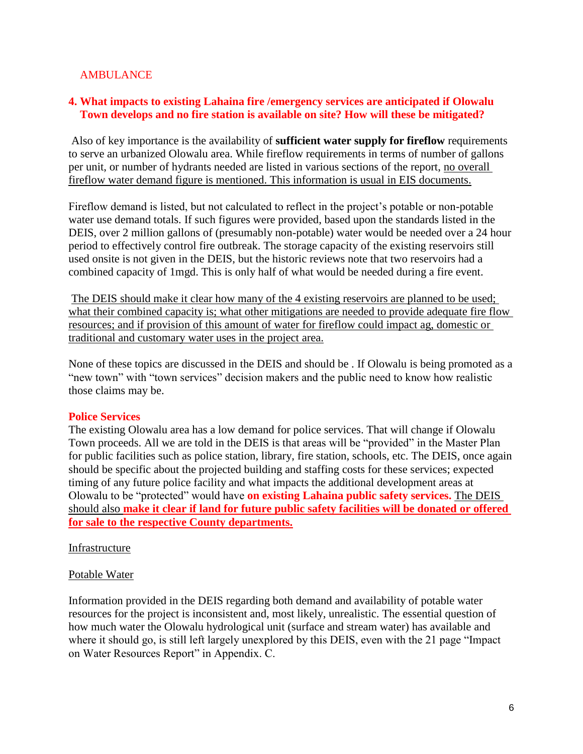AMBULANCE

**4. What impacts to existing Lahaina fire /emergency services are anticipated if Olowalu Town develops and no fire station is available on site? How will these be mitigated?**

Also of key importance is the availability of **sufficient water supply for fireflow** requirements to serve an urbanized Olowalu area. While fireflow requirements in terms of number of gallons per unit, or number of hydrants needed are listed in various sections of the report, <u>no overall fireflow water demand figure is mentioned. This information is usual in EIS documents.</u>

Fireflow demand is listed, but not calculated to reflect in the project's potable or non-potable water use demand totals. If such figures were provided, based upon the standards listed in the DEIS, over 2 million gallons of (presumably non-potable) water would be needed over a 24 hour period to effectively control fire outbreak. The storage capacity of the existing reservoirs still used onsite is not given in the DEIS, but the historic reviews note that two reservoirs had a combined capacity of 1mgd. This is only half of what would be needed during a fire event.

<u>The DEIS should make it clear how many of the 4 existing reservoirs are planned to be used; what their combined capacity is; what other mitigations are needed to provide adequate fire flow resources; and if provision of this amount of water for fireflow could impact ag, domestic or traditional and customary water uses in the project area.</u>

None of these topics are discussed in the DEIS and should be . If Olowalu is being promoted as a "new town" with "town services" decision makers and the public need to know how realistic those claims may be.

**Police Services**

The existing Olowalu area has a low demand for police services. That will change if Olowalu Town proceeds. All we are told in the DEIS is that areas will be "provided" in the Master Plan for public facilities such as police station, library, fire station, schools, etc. The DEIS, once again should be specific about the projected building and staffing costs for these services; expected timing of any future police facility and what impacts the additional development areas at Olowalu to be "protected" would have **on existing Lahaina public safety services.** <u>The DEIS should also **make it clear if land for future public safety facilities will be donated or offered for sale to the respective County departments.**</u>

<u>Infrastructure</u>

<u>Potable Water</u>

Information provided in the DEIS regarding both demand and availability of potable water resources for the project is inconsistent and, most likely, unrealistic. The essential question of how much water the Olowalu hydrological unit (surface and stream water) has available and where it should go, is still left largely unexplored by this DEIS, even with the 21 page "Impact on Water Resources Report" in Appendix. C.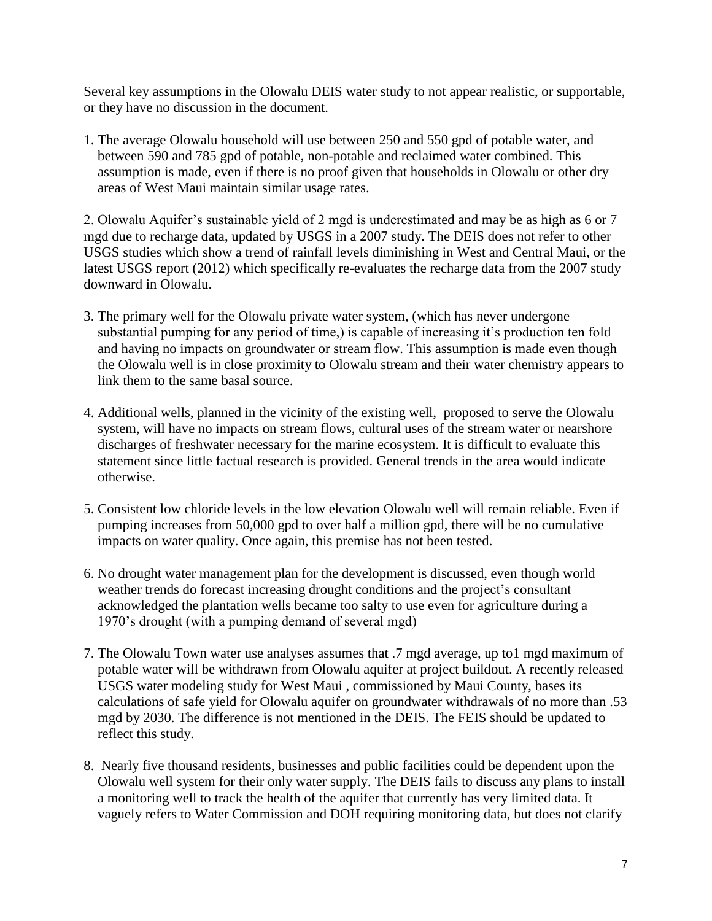Several key assumptions in the Olowalu DEIS water study to not appear realistic, or supportable, or they have no discussion in the document.

1. The average Olowalu household will use between 250 and 550 gpd of potable water, and between 590 and 785 gpd of potable, non-potable and reclaimed water combined. This assumption is made, even if there is no proof given that households in Olowalu or other dry areas of West Maui maintain similar usage rates.

2. Olowalu Aquifer's sustainable yield of 2 mgd is underestimated and may be as high as 6 or 7 mgd due to recharge data, updated by USGS in a 2007 study. The DEIS does not refer to other USGS studies which show a trend of rainfall levels diminishing in West and Central Maui, or the latest USGS report (2012) which specifically re-evaluates the recharge data from the 2007 study downward in Olowalu.

3. The primary well for the Olowalu private water system, (which has never undergone substantial pumping for any period of time,) is capable of increasing it's production ten fold and having no impacts on groundwater or stream flow. This assumption is made even though the Olowalu well is in close proximity to Olowalu stream and their water chemistry appears to link them to the same basal source.

4. Additional wells, planned in the vicinity of the existing well, proposed to serve the Olowalu system, will have no impacts on stream flows, cultural uses of the stream water or nearshore discharges of freshwater necessary for the marine ecosystem. It is difficult to evaluate this statement since little factual research is provided. General trends in the area would indicate otherwise.

5. Consistent low chloride levels in the low elevation Olowalu well will remain reliable. Even if pumping increases from 50,000 gpd to over half a million gpd, there will be no cumulative impacts on water quality. Once again, this premise has not been tested.

6. No drought water management plan for the development is discussed, even though world weather trends do forecast increasing drought conditions and the project's consultant acknowledged the plantation wells became too salty to use even for agriculture during a 1970's drought (with a pumping demand of several mgd)

7. The Olowalu Town water use analyses assumes that .7 mgd average, up to1 mgd maximum of potable water will be withdrawn from Olowalu aquifer at project buildout. A recently released USGS water modeling study for West Maui , commissioned by Maui County, bases its calculations of safe yield for Olowalu aquifer on groundwater withdrawals of no more than .53 mgd by 2030. The difference is not mentioned in the DEIS. The FEIS should be updated to reflect this study.

8. Nearly five thousand residents, businesses and public facilities could be dependent upon the Olowalu well system for their only water supply. The DEIS fails to discuss any plans to install a monitoring well to track the health of the aquifer that currently has very limited data. It vaguely refers to Water Commission and DOH requiring monitoring data, but does not clarify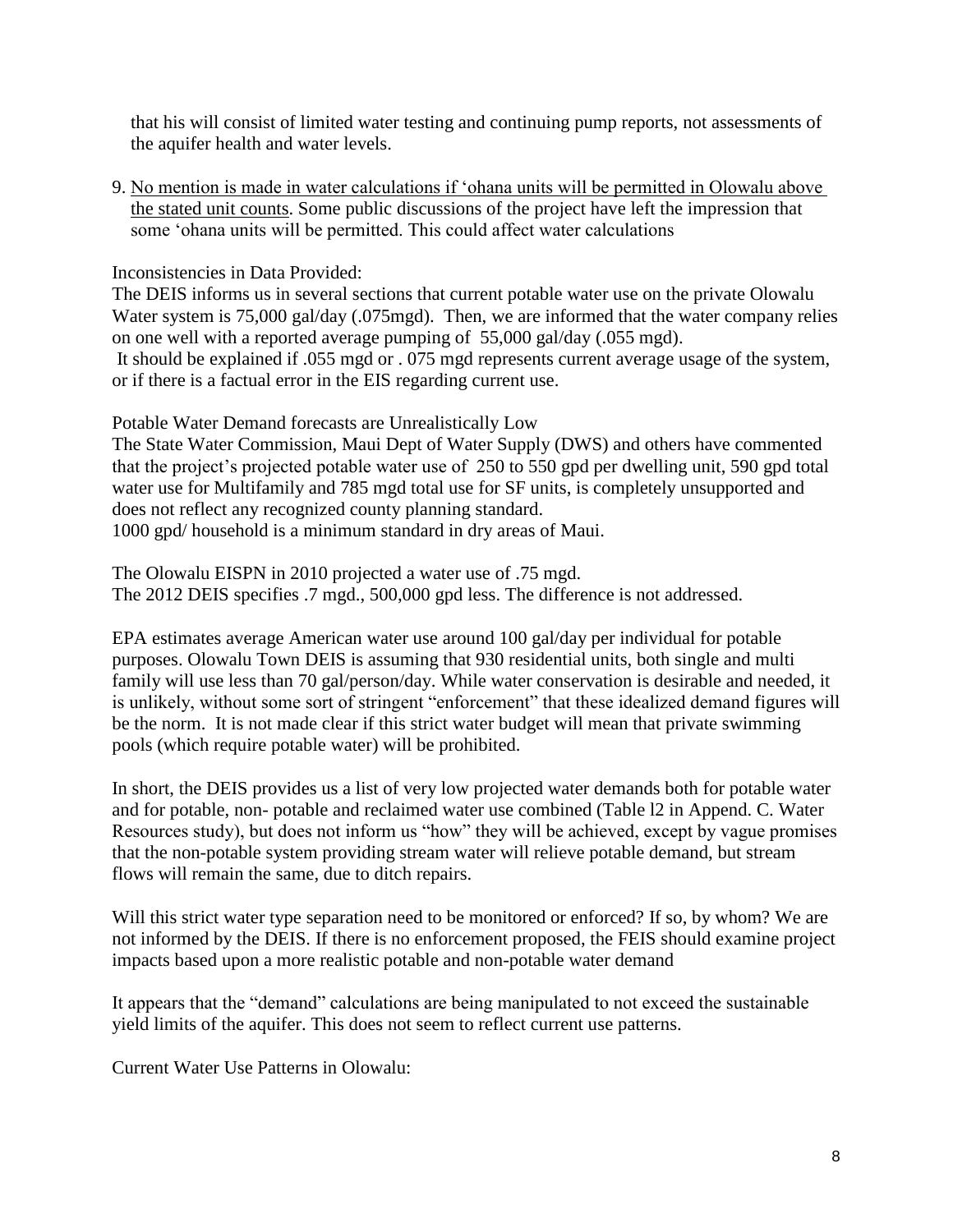that his will consist of limited water testing and continuing pump reports, not assessments of the aquifer health and water levels.

9. <u>No mention is made in water calculations if ‘ohana units will be permitted in Olowalu above the stated unit counts</u>. Some public discussions of the project have left the impression that some ‘ohana units will be permitted. This could affect water calculations

Inconsistencies in Data Provided:

The DEIS informs us in several sections that current potable water use on the private Olowalu Water system is 75,000 gal/day (.075mgd). Then, we are informed that the water company relies on one well with a reported average pumping of 55,000 gal/day (.055 mgd).

It should be explained if .055 mgd or . 075 mgd represents current average usage of the system, or if there is a factual error in the EIS regarding current use.

Potable Water Demand forecasts are Unrealistically Low

The State Water Commission, Maui Dept of Water Supply (DWS) and others have commented that the project’s projected potable water use of 250 to 550 gpd per dwelling unit, 590 gpd total water use for Multifamily and 785 mgd total use for SF units, is completely unsupported and does not reflect any recognized county planning standard.

1000 gpd/ household is a minimum standard in dry areas of Maui.

The Olowalu EISPN in 2010 projected a water use of .75 mgd.

The 2012 DEIS specifies .7 mgd., 500,000 gpd less. The difference is not addressed.

EPA estimates average American water use around 100 gal/day per individual for potable purposes. Olowalu Town DEIS is assuming that 930 residential units, both single and multi family will use less than 70 gal/person/day. While water conservation is desirable and needed, it is unlikely, without some sort of stringent “enforcement” that these idealized demand figures will be the norm. It is not made clear if this strict water budget will mean that private swimming pools (which require potable water) will be prohibited.

In short, the DEIS provides us a list of very low projected water demands both for potable water and for potable, non- potable and reclaimed water use combined (Table l2 in Append. C. Water Resources study), but does not inform us “how” they will be achieved, except by vague promises that the non-potable system providing stream water will relieve potable demand, but stream flows will remain the same, due to ditch repairs.

Will this strict water type separation need to be monitored or enforced? If so, by whom? We are not informed by the DEIS. If there is no enforcement proposed, the FEIS should examine project impacts based upon a more realistic potable and non-potable water demand

It appears that the “demand” calculations are being manipulated to not exceed the sustainable yield limits of the aquifer. This does not seem to reflect current use patterns.

Current Water Use Patterns in Olowalu: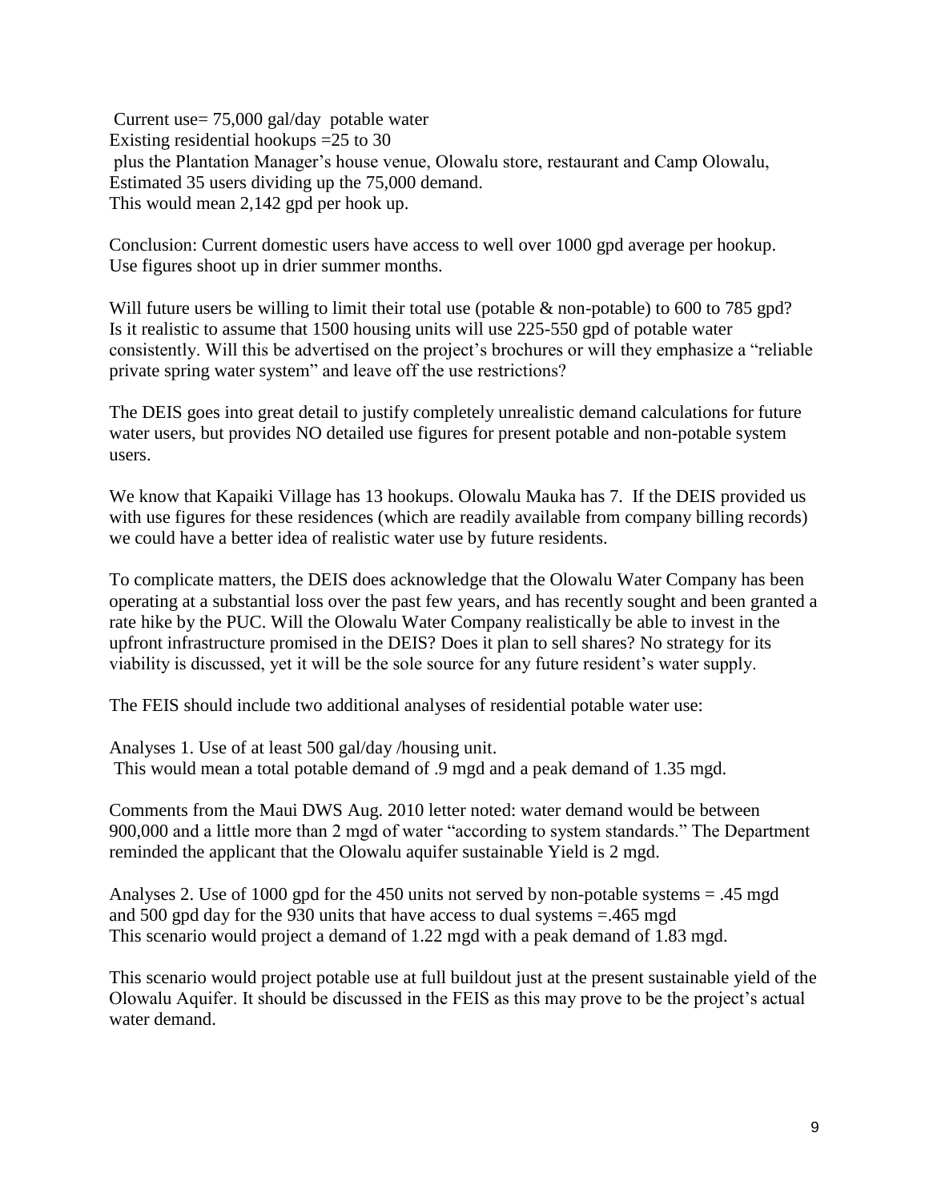Current use= 75,000 gal/day potable water
Existing residential hookups =25 to 30
plus the Plantation Manager's house venue, Olowalu store, restaurant and Camp Olowalu,
Estimated 35 users dividing up the 75,000 demand.
This would mean 2,142 gpd per hook up.

Conclusion: Current domestic users have access to well over 1000 gpd average per hookup.
Use figures shoot up in drier summer months.

Will future users be willing to limit their total use (potable & non-potable) to 600 to 785 gpd?
Is it realistic to assume that 1500 housing units will use 225-550 gpd of potable water consistently. Will this be advertised on the project's brochures or will they emphasize a "reliable private spring water system" and leave off the use restrictions?

The DEIS goes into great detail to justify completely unrealistic demand calculations for future water users, but provides NO detailed use figures for present potable and non-potable system users.

We know that Kapaiki Village has 13 hookups. Olowalu Mauka has 7. If the DEIS provided us with use figures for these residences (which are readily available from company billing records) we could have a better idea of realistic water use by future residents.

To complicate matters, the DEIS does acknowledge that the Olowalu Water Company has been operating at a substantial loss over the past few years, and has recently sought and been granted a rate hike by the PUC. Will the Olowalu Water Company realistically be able to invest in the upfront infrastructure promised in the DEIS? Does it plan to sell shares? No strategy for its viability is discussed, yet it will be the sole source for any future resident's water supply.

The FEIS should include two additional analyses of residential potable water use:

Analyses 1. Use of at least 500 gal/day /housing unit.
This would mean a total potable demand of .9 mgd and a peak demand of 1.35 mgd.

Comments from the Maui DWS Aug. 2010 letter noted: water demand would be between 900,000 and a little more than 2 mgd of water "according to system standards." The Department reminded the applicant that the Olowalu aquifer sustainable Yield is 2 mgd.

Analyses 2. Use of 1000 gpd for the 450 units not served by non-potable systems = .45 mgd and 500 gpd day for the 930 units that have access to dual systems =.465 mgd
This scenario would project a demand of 1.22 mgd with a peak demand of 1.83 mgd.

This scenario would project potable use at full buildout just at the present sustainable yield of the Olowalu Aquifer. It should be discussed in the FEIS as this may prove to be the project's actual water demand.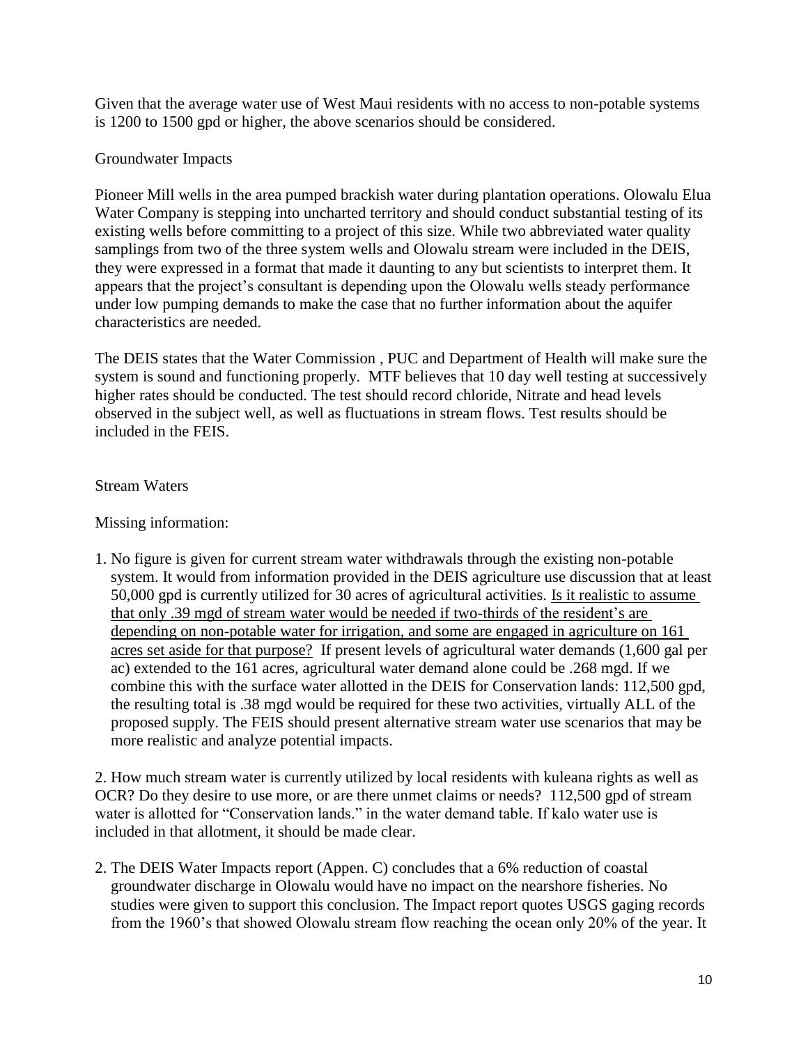Given that the average water use of West Maui residents with no access to non-potable systems is 1200 to 1500 gpd or higher, the above scenarios should be considered.

Groundwater Impacts

Pioneer Mill wells in the area pumped brackish water during plantation operations. Olowalu Elua Water Company is stepping into uncharted territory and should conduct substantial testing of its existing wells before committing to a project of this size. While two abbreviated water quality samplings from two of the three system wells and Olowalu stream were included in the DEIS, they were expressed in a format that made it daunting to any but scientists to interpret them. It appears that the project's consultant is depending upon the Olowalu wells steady performance under low pumping demands to make the case that no further information about the aquifer characteristics are needed.

The DEIS states that the Water Commission , PUC and Department of Health will make sure the system is sound and functioning properly. MTF believes that 10 day well testing at successively higher rates should be conducted. The test should record chloride, Nitrate and head levels observed in the subject well, as well as fluctuations in stream flows. Test results should be included in the FEIS.

Stream Waters

Missing information:

1. No figure is given for current stream water withdrawals through the existing non-potable system. It would from information provided in the DEIS agriculture use discussion that at least 50,000 gpd is currently utilized for 30 acres of agricultural activities. <u>Is it realistic to assume that only .39 mgd of stream water would be needed if two-thirds of the resident's are depending on non-potable water for irrigation, and some are engaged in agriculture on 161 acres set aside for that purpose?</u> If present levels of agricultural water demands (1,600 gal per ac) extended to the 161 acres, agricultural water demand alone could be .268 mgd. If we combine this with the surface water allotted in the DEIS for Conservation lands: 112,500 gpd, the resulting total is .38 mgd would be required for these two activities, virtually ALL of the proposed supply. The FEIS should present alternative stream water use scenarios that may be more realistic and analyze potential impacts.

2. How much stream water is currently utilized by local residents with kuleana rights as well as OCR? Do they desire to use more, or are there unmet claims or needs? 112,500 gpd of stream water is allotted for "Conservation lands." in the water demand table. If kalo water use is included in that allotment, it should be made clear.

2. The DEIS Water Impacts report (Appen. C) concludes that a 6% reduction of coastal groundwater discharge in Olowalu would have no impact on the nearshore fisheries. No studies were given to support this conclusion. The Impact report quotes USGS gaging records from the 1960's that showed Olowalu stream flow reaching the ocean only 20% of the year. It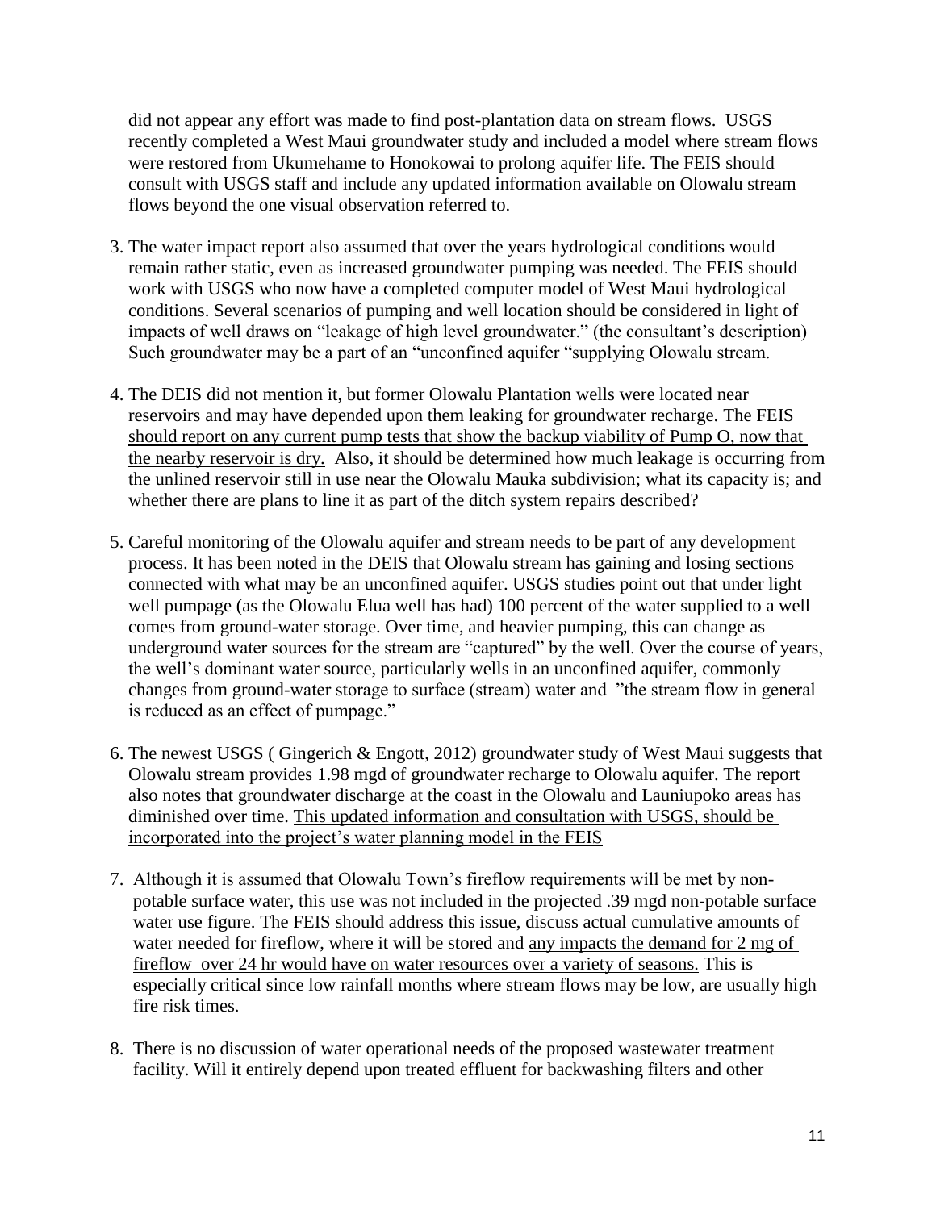did not appear any effort was made to find post-plantation data on stream flows. USGS recently completed a West Maui groundwater study and included a model where stream flows were restored from Ukumehame to Honokowai to prolong aquifer life. The FEIS should consult with USGS staff and include any updated information available on Olowalu stream flows beyond the one visual observation referred to.

3. The water impact report also assumed that over the years hydrological conditions would remain rather static, even as increased groundwater pumping was needed. The FEIS should work with USGS who now have a completed computer model of West Maui hydrological conditions. Several scenarios of pumping and well location should be considered in light of impacts of well draws on "leakage of high level groundwater." (the consultant's description) Such groundwater may be a part of an "unconfined aquifer "supplying Olowalu stream.

4. The DEIS did not mention it, but former Olowalu Plantation wells were located near reservoirs and may have depended upon them leaking for groundwater recharge. <u>The FEIS should report on any current pump tests that show the backup viability of Pump O, now that the nearby reservoir is dry.</u> Also, it should be determined how much leakage is occurring from the unlined reservoir still in use near the Olowalu Mauka subdivision; what its capacity is; and whether there are plans to line it as part of the ditch system repairs described?

5. Careful monitoring of the Olowalu aquifer and stream needs to be part of any development process. It has been noted in the DEIS that Olowalu stream has gaining and losing sections connected with what may be an unconfined aquifer. USGS studies point out that under light well pumpage (as the Olowalu Elua well has had) 100 percent of the water supplied to a well comes from ground-water storage. Over time, and heavier pumping, this can change as underground water sources for the stream are "captured" by the well. Over the course of years, the well's dominant water source, particularly wells in an unconfined aquifer, commonly changes from ground-water storage to surface (stream) water and "the stream flow in general is reduced as an effect of pumpage."

6. The newest USGS ( Gingerich & Engott, 2012) groundwater study of West Maui suggests that Olowalu stream provides 1.98 mgd of groundwater recharge to Olowalu aquifer. The report also notes that groundwater discharge at the coast in the Olowalu and Launiupoko areas has diminished over time. <u>This updated information and consultation with USGS, should be incorporated into the project's water planning model in the FEIS</u>

7. Although it is assumed that Olowalu Town's fireflow requirements will be met by non-potable surface water, this use was not included in the projected .39 mgd non-potable surface water use figure. The FEIS should address this issue, discuss actual cumulative amounts of water needed for fireflow, where it will be stored and <u>any impacts the demand for 2 mg of fireflow over 24 hr would have on water resources over a variety of seasons.</u> This is especially critical since low rainfall months where stream flows may be low, are usually high fire risk times.

8. There is no discussion of water operational needs of the proposed wastewater treatment facility. Will it entirely depend upon treated effluent for backwashing filters and other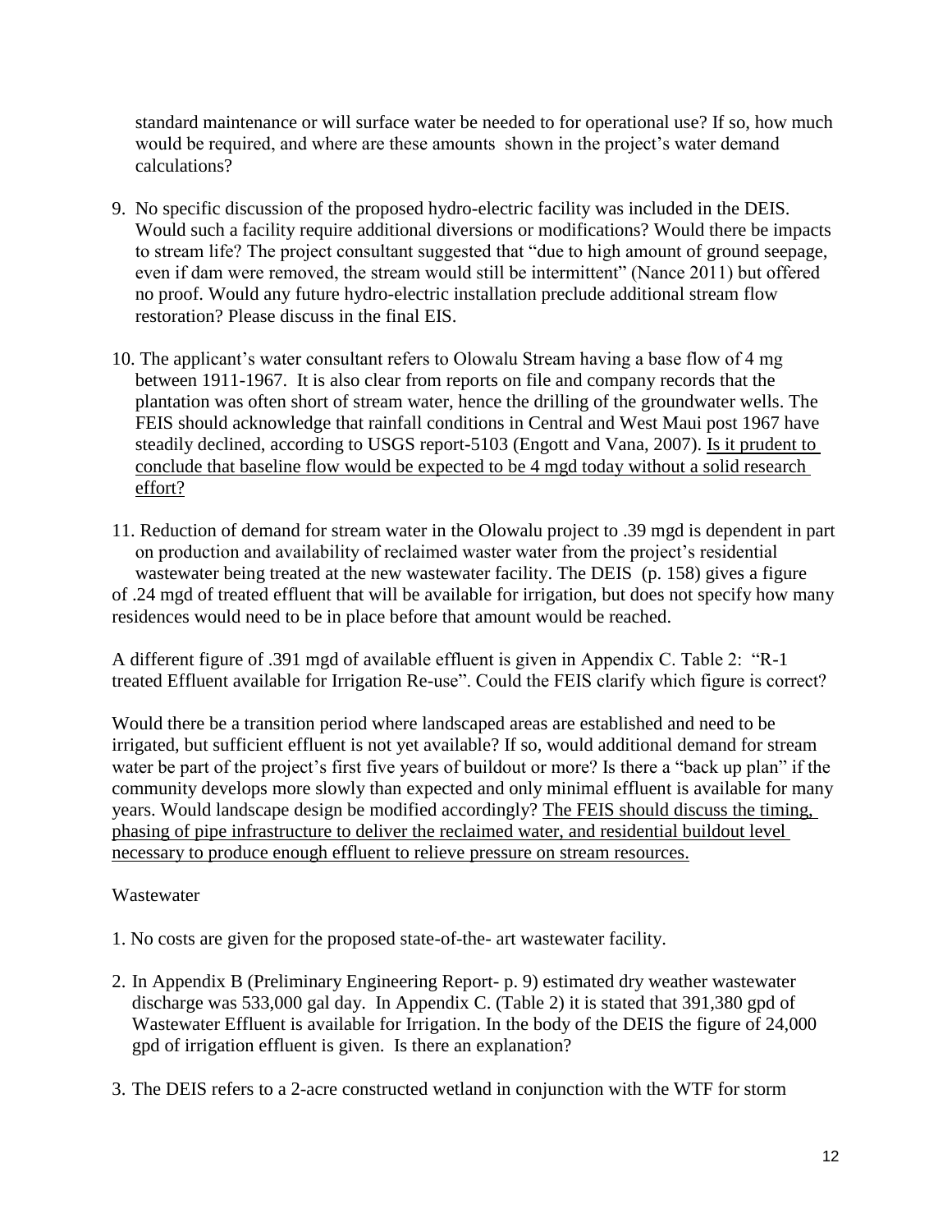standard maintenance or will surface water be needed to for operational use? If so, how much would be required, and where are these amounts shown in the project's water demand calculations?

9. No specific discussion of the proposed hydro-electric facility was included in the DEIS. Would such a facility require additional diversions or modifications? Would there be impacts to stream life? The project consultant suggested that "due to high amount of ground seepage, even if dam were removed, the stream would still be intermittent" (Nance 2011) but offered no proof. Would any future hydro-electric installation preclude additional stream flow restoration? Please discuss in the final EIS.

10. The applicant's water consultant refers to Olowalu Stream having a base flow of 4 mg between 1911-1967. It is also clear from reports on file and company records that the plantation was often short of stream water, hence the drilling of the groundwater wells. The FEIS should acknowledge that rainfall conditions in Central and West Maui post 1967 have steadily declined, according to USGS report-5103 (Engott and Vana, 2007). <u>Is it prudent to conclude that baseline flow would be expected to be 4 mgd today without a solid research effort?</u>

11. Reduction of demand for stream water in the Olowalu project to .39 mgd is dependent in part on production and availability of reclaimed waster water from the project's residential wastewater being treated at the new wastewater facility. The DEIS (p. 158) gives a figure of .24 mgd of treated effluent that will be available for irrigation, but does not specify how many residences would need to be in place before that amount would be reached.

A different figure of .391 mgd of available effluent is given in Appendix C. Table 2: "R-1 treated Effluent available for Irrigation Re-use". Could the FEIS clarify which figure is correct?

Would there be a transition period where landscaped areas are established and need to be irrigated, but sufficient effluent is not yet available? If so, would additional demand for stream water be part of the project's first five years of buildout or more? Is there a "back up plan" if the community develops more slowly than expected and only minimal effluent is available for many years. Would landscape design be modified accordingly? <u>The FEIS should discuss the timing, phasing of pipe infrastructure to deliver the reclaimed water, and residential buildout level necessary to produce enough effluent to relieve pressure on stream resources.</u>

Wastewater

1. No costs are given for the proposed state-of-the- art wastewater facility.

2. In Appendix B (Preliminary Engineering Report- p. 9) estimated dry weather wastewater discharge was 533,000 gal day. In Appendix C. (Table 2) it is stated that 391,380 gpd of Wastewater Effluent is available for Irrigation. In the body of the DEIS the figure of 24,000 gpd of irrigation effluent is given. Is there an explanation?

3. The DEIS refers to a 2-acre constructed wetland in conjunction with the WTF for storm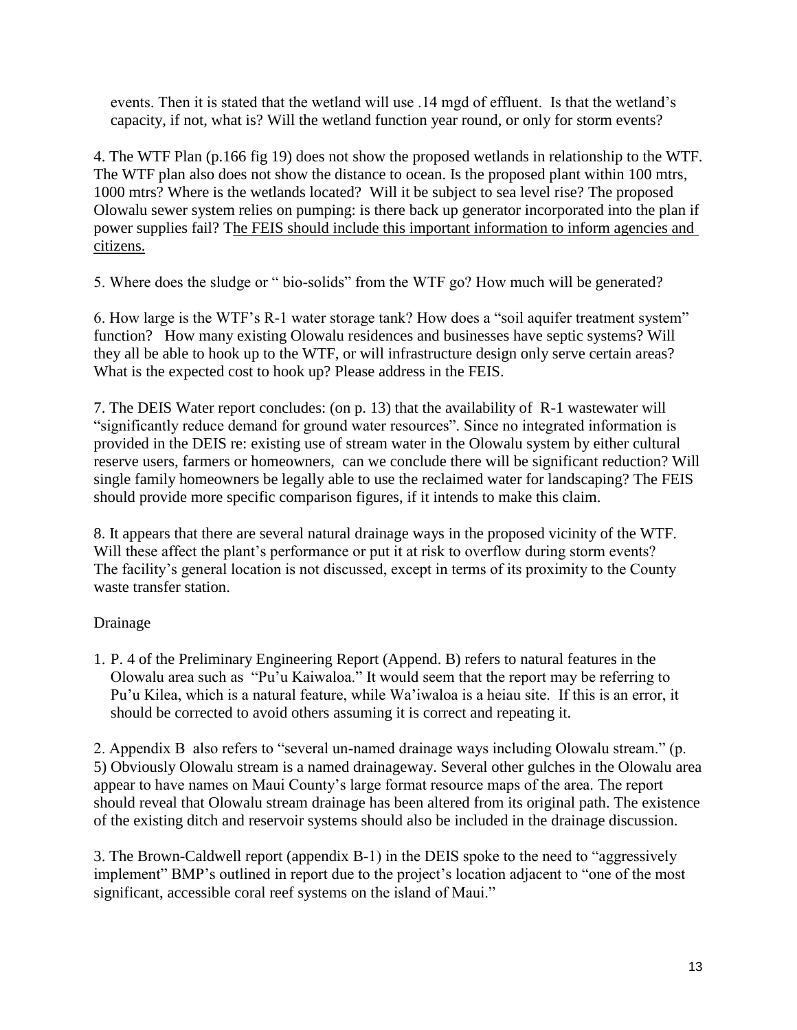events. Then it is stated that the wetland will use .14 mgd of effluent. Is that the wetland's capacity, if not, what is? Will the wetland function year round, or only for storm events?

4. The WTF Plan (p.166 fig 19) does not show the proposed wetlands in relationship to the WTF. The WTF plan also does not show the distance to ocean. Is the proposed plant within 100 mtrs, 1000 mtrs? Where is the wetlands located? Will it be subject to sea level rise? The proposed Olowalu sewer system relies on pumping: is there back up generator incorporated into the plan if power supplies fail? The FEIS should include this important information to inform agencies and citizens.

5. Where does the sludge or " bio-solids" from the WTF go? How much will be generated?

6. How large is the WTF's R-1 water storage tank? How does a "soil aquifer treatment system" function? How many existing Olowalu residences and businesses have septic systems? Will they all be able to hook up to the WTF, or will infrastructure design only serve certain areas? What is the expected cost to hook up? Please address in the FEIS.

7. The DEIS Water report concludes: (on p. 13) that the availability of R-1 wastewater will "significantly reduce demand for ground water resources". Since no integrated information is provided in the DEIS re: existing use of stream water in the Olowalu system by either cultural reserve users, farmers or homeowners, can we conclude there will be significant reduction? Will single family homeowners be legally able to use the reclaimed water for landscaping? The FEIS should provide more specific comparison figures, if it intends to make this claim.

8. It appears that there are several natural drainage ways in the proposed vicinity of the WTF. Will these affect the plant's performance or put it at risk to overflow during storm events? The facility's general location is not discussed, except in terms of its proximity to the County waste transfer station.

Drainage

1. P. 4 of the Preliminary Engineering Report (Append. B) refers to natural features in the Olowalu area such as "Pu'u Kaiwaloa." It would seem that the report may be referring to Pu'u Kilea, which is a natural feature, while Wa'iwaloa is a heiau site. If this is an error, it should be corrected to avoid others assuming it is correct and repeating it.

2. Appendix B also refers to "several un-named drainage ways including Olowalu stream." (p. 5) Obviously Olowalu stream is a named drainageway. Several other gulches in the Olowalu area appear to have names on Maui County's large format resource maps of the area. The report should reveal that Olowalu stream drainage has been altered from its original path. The existence of the existing ditch and reservoir systems should also be included in the drainage discussion.

3. The Brown-Caldwell report (appendix B-1) in the DEIS spoke to the need to "aggressively implement" BMP's outlined in report due to the project's location adjacent to "one of the most significant, accessible coral reef systems on the island of Maui."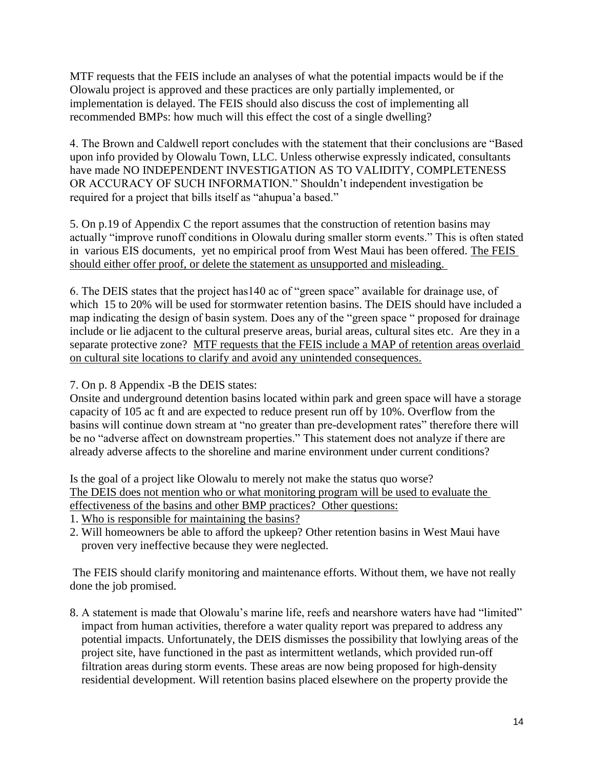MTF requests that the FEIS include an analyses of what the potential impacts would be if the Olowalu project is approved and these practices are only partially implemented, or implementation is delayed. The FEIS should also discuss the cost of implementing all recommended BMPs: how much will this effect the cost of a single dwelling?

4. The Brown and Caldwell report concludes with the statement that their conclusions are "Based upon info provided by Olowalu Town, LLC. Unless otherwise expressly indicated, consultants have made NO INDEPENDENT INVESTIGATION AS TO VALIDITY, COMPLETENESS OR ACCURACY OF SUCH INFORMATION." Shouldn't independent investigation be required for a project that bills itself as "ahupua'a based."

5. On p.19 of Appendix C the report assumes that the construction of retention basins may actually "improve runoff conditions in Olowalu during smaller storm events." This is often stated in various EIS documents, yet no empirical proof from West Maui has been offered. <u>The FEIS should either offer proof, or delete the statement as unsupported and misleading.</u>

6. The DEIS states that the project has140 ac of "green space" available for drainage use, of which 15 to 20% will be used for stormwater retention basins. The DEIS should have included a map indicating the design of basin system. Does any of the "green space " proposed for drainage include or lie adjacent to the cultural preserve areas, burial areas, cultural sites etc. Are they in a separate protective zone? <u>MTF requests that the FEIS include a MAP of retention areas overlaid on cultural site locations to clarify and avoid any unintended consequences.</u>

7. On p. 8 Appendix -B the DEIS states:
Onsite and underground detention basins located within park and green space will have a storage capacity of 105 ac ft and are expected to reduce present run off by 10%. Overflow from the basins will continue down stream at "no greater than pre-development rates" therefore there will be no "adverse affect on downstream properties." This statement does not analyze if there are already adverse affects to the shoreline and marine environment under current conditions?

Is the goal of a project like Olowalu to merely not make the status quo worse?
<u>The DEIS does not mention who or what monitoring program will be used to evaluate the effectiveness of the basins and other BMP practices? Other questions:</u>
1. <u>Who is responsible for maintaining the basins?</u>
2. Will homeowners be able to afford the upkeep? Other retention basins in West Maui have proven very ineffective because they were neglected.

The FEIS should clarify monitoring and maintenance efforts. Without them, we have not really done the job promised.

8. A statement is made that Olowalu's marine life, reefs and nearshore waters have had "limited" impact from human activities, therefore a water quality report was prepared to address any potential impacts. Unfortunately, the DEIS dismisses the possibility that lowlying areas of the project site, have functioned in the past as intermittent wetlands, which provided run-off filtration areas during storm events. These areas are now being proposed for high-density residential development. Will retention basins placed elsewhere on the property provide the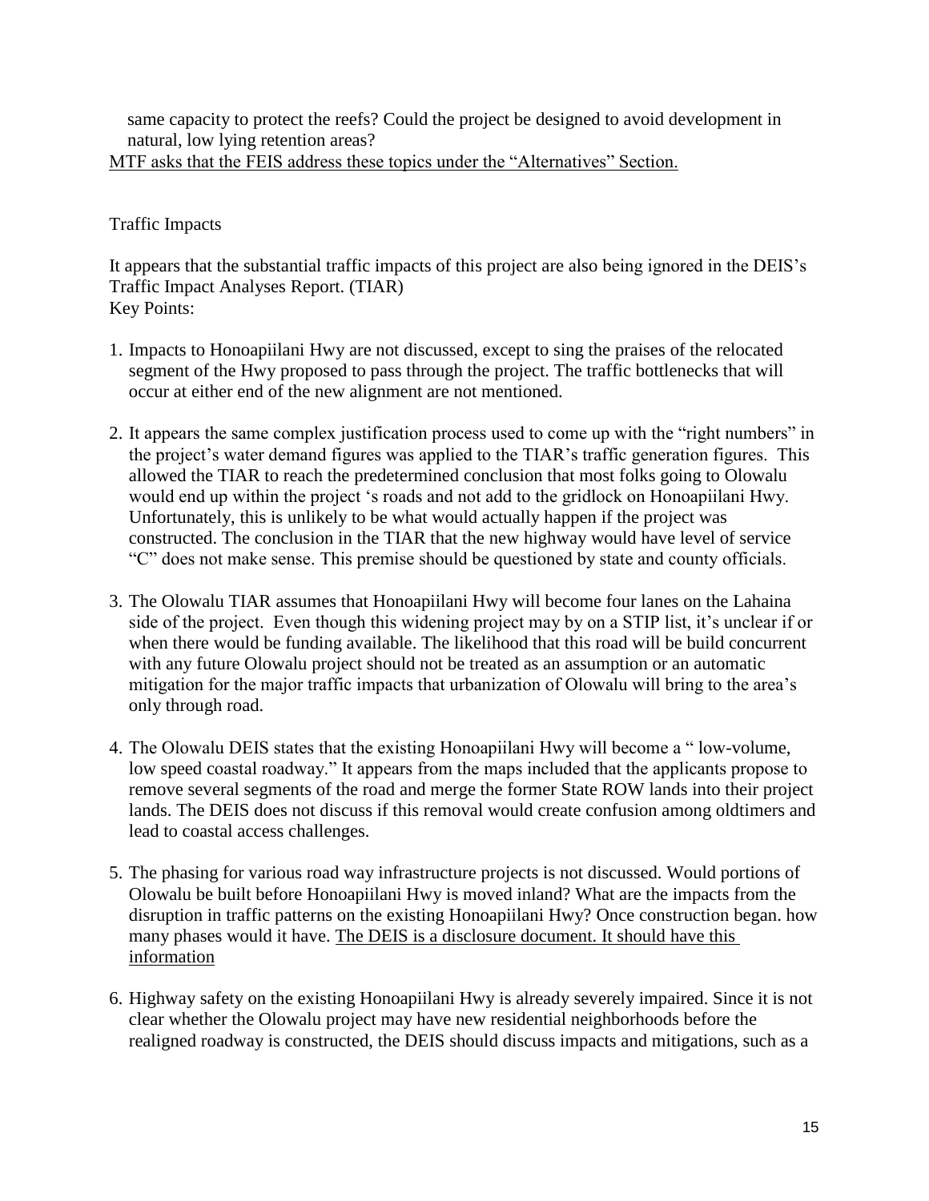same capacity to protect the reefs? Could the project be designed to avoid development in natural, low lying retention areas?

<u>MTF asks that the FEIS address these topics under the "Alternatives" Section.</u>

Traffic Impacts

It appears that the substantial traffic impacts of this project are also being ignored in the DEIS's Traffic Impact Analyses Report. (TIAR)
Key Points:

1. Impacts to Honoapiilani Hwy are not discussed, except to sing the praises of the relocated segment of the Hwy proposed to pass through the project. The traffic bottlenecks that will occur at either end of the new alignment are not mentioned.

2. It appears the same complex justification process used to come up with the "right numbers" in the project's water demand figures was applied to the TIAR's traffic generation figures. This allowed the TIAR to reach the predetermined conclusion that most folks going to Olowalu would end up within the project 's roads and not add to the gridlock on Honoapiilani Hwy. Unfortunately, this is unlikely to be what would actually happen if the project was constructed. The conclusion in the TIAR that the new highway would have level of service "C" does not make sense. This premise should be questioned by state and county officials.

3. The Olowalu TIAR assumes that Honoapiilani Hwy will become four lanes on the Lahaina side of the project. Even though this widening project may by on a STIP list, it's unclear if or when there would be funding available. The likelihood that this road will be build concurrent with any future Olowalu project should not be treated as an assumption or an automatic mitigation for the major traffic impacts that urbanization of Olowalu will bring to the area's only through road.

4. The Olowalu DEIS states that the existing Honoapiilani Hwy will become a " low-volume, low speed coastal roadway." It appears from the maps included that the applicants propose to remove several segments of the road and merge the former State ROW lands into their project lands. The DEIS does not discuss if this removal would create confusion among oldtimers and lead to coastal access challenges.

5. The phasing for various road way infrastructure projects is not discussed. Would portions of Olowalu be built before Honoapiilani Hwy is moved inland? What are the impacts from the disruption in traffic patterns on the existing Honoapiilani Hwy? Once construction began. how many phases would it have. <u>The DEIS is a disclosure document. It should have this information</u>

6. Highway safety on the existing Honoapiilani Hwy is already severely impaired. Since it is not clear whether the Olowalu project may have new residential neighborhoods before the realigned roadway is constructed, the DEIS should discuss impacts and mitigations, such as a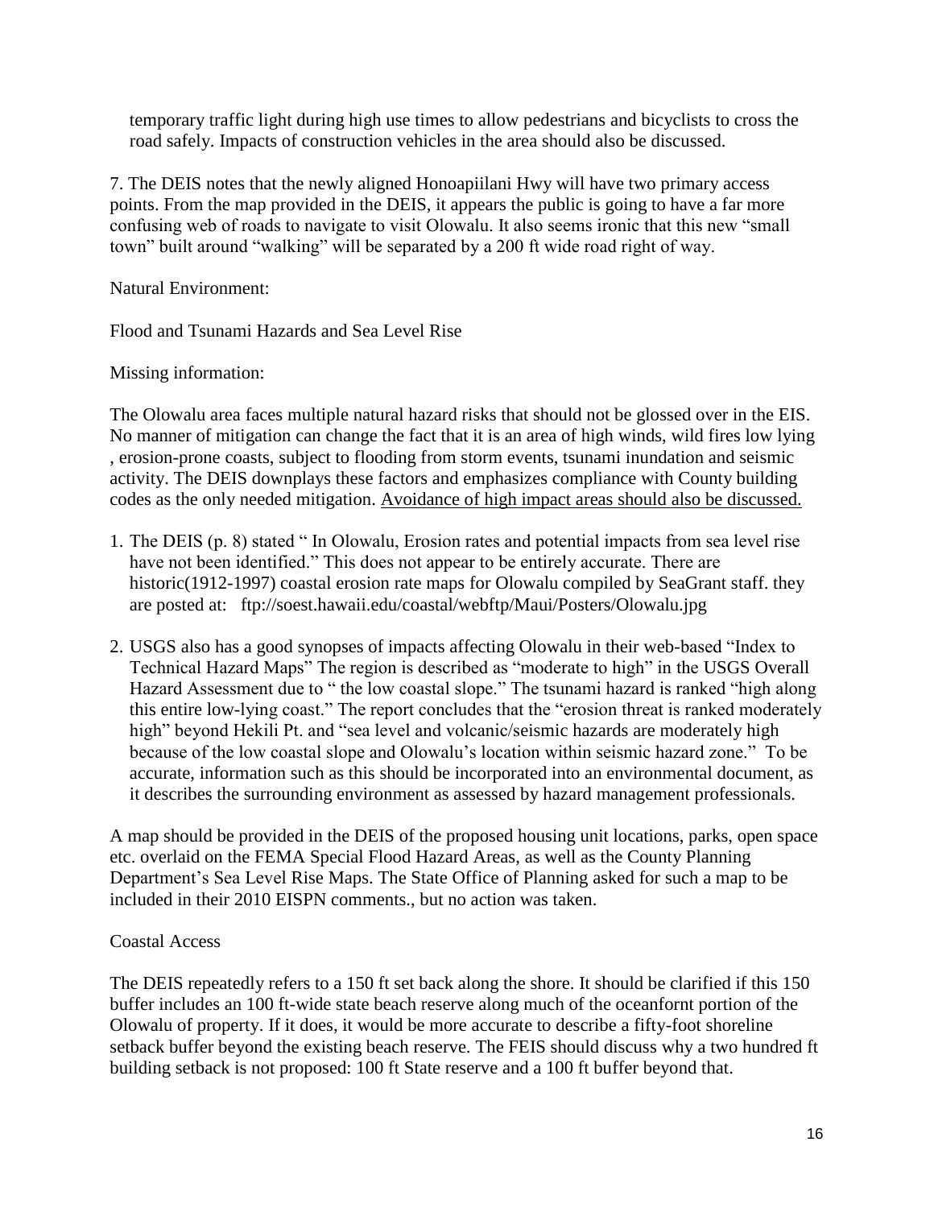temporary traffic light during high use times to allow pedestrians and bicyclists to cross the road safely. Impacts of construction vehicles in the area should also be discussed.

7. The DEIS notes that the newly aligned Honoapiilani Hwy will have two primary access points. From the map provided in the DEIS, it appears the public is going to have a far more confusing web of roads to navigate to visit Olowalu. It also seems ironic that this new "small town" built around "walking" will be separated by a 200 ft wide road right of way.

Natural Environment:

Flood and Tsunami Hazards and Sea Level Rise

Missing information:

The Olowalu area faces multiple natural hazard risks that should not be glossed over in the EIS. No manner of mitigation can change the fact that it is an area of high winds, wild fires low lying , erosion-prone coasts, subject to flooding from storm events, tsunami inundation and seismic activity. The DEIS downplays these factors and emphasizes compliance with County building codes as the only needed mitigation. <u>Avoidance of high impact areas should also be discussed.</u>

1. The DEIS (p. 8) stated " In Olowalu, Erosion rates and potential impacts from sea level rise have not been identified." This does not appear to be entirely accurate. There are historic(1912-1997) coastal erosion rate maps for Olowalu compiled by SeaGrant staff. they are posted at: ftp://soest.hawaii.edu/coastal/webftp/Maui/Posters/Olowalu.jpg

2. USGS also has a good synopses of impacts affecting Olowalu in their web-based "Index to Technical Hazard Maps" The region is described as "moderate to high" in the USGS Overall Hazard Assessment due to " the low coastal slope." The tsunami hazard is ranked "high along this entire low-lying coast." The report concludes that the "erosion threat is ranked moderately high" beyond Hekili Pt. and "sea level and volcanic/seismic hazards are moderately high because of the low coastal slope and Olowalu's location within seismic hazard zone." To be accurate, information such as this should be incorporated into an environmental document, as it describes the surrounding environment as assessed by hazard management professionals.

A map should be provided in the DEIS of the proposed housing unit locations, parks, open space etc. overlaid on the FEMA Special Flood Hazard Areas, as well as the County Planning Department's Sea Level Rise Maps. The State Office of Planning asked for such a map to be included in their 2010 EISPN comments., but no action was taken.

Coastal Access

The DEIS repeatedly refers to a 150 ft set back along the shore. It should be clarified if this 150 buffer includes an 100 ft-wide state beach reserve along much of the oceanfornt portion of the Olowalu of property. If it does, it would be more accurate to describe a fifty-foot shoreline setback buffer beyond the existing beach reserve. The FEIS should discuss why a two hundred ft building setback is not proposed: 100 ft State reserve and a 100 ft buffer beyond that.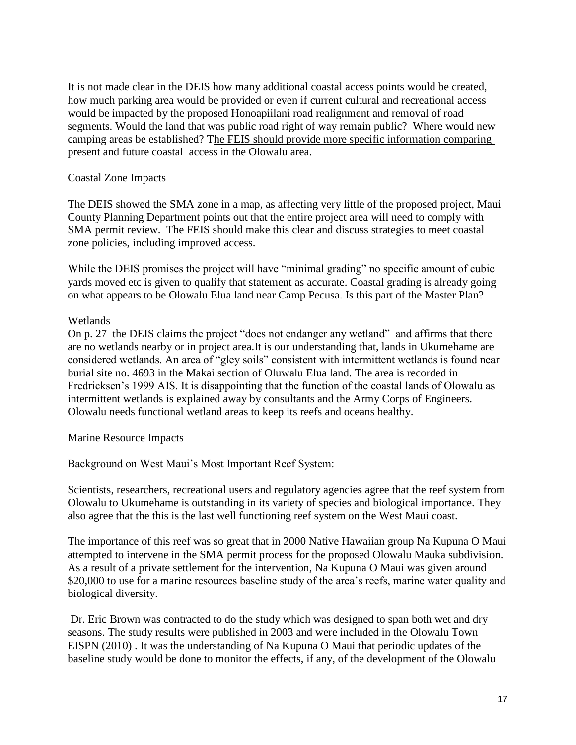It is not made clear in the DEIS how many additional coastal access points would be created, how much parking area would be provided or even if current cultural and recreational access would be impacted by the proposed Honoapiilani road realignment and removal of road segments. Would the land that was public road right of way remain public? Where would new camping areas be established? The FEIS should provide more specific information comparing present and future coastal access in the Olowalu area.

Coastal Zone Impacts

The DEIS showed the SMA zone in a map, as affecting very little of the proposed project, Maui County Planning Department points out that the entire project area will need to comply with SMA permit review. The FEIS should make this clear and discuss strategies to meet coastal zone policies, including improved access.

While the DEIS promises the project will have "minimal grading" no specific amount of cubic yards moved etc is given to qualify that statement as accurate. Coastal grading is already going on what appears to be Olowalu Elua land near Camp Pecusa. Is this part of the Master Plan?

Wetlands

On p. 27 the DEIS claims the project "does not endanger any wetland" and affirms that there are no wetlands nearby or in project area.It is our understanding that, lands in Ukumehame are considered wetlands. An area of "gley soils" consistent with intermittent wetlands is found near burial site no. 4693 in the Makai section of Oluwalu Elua land. The area is recorded in Fredricksen's 1999 AIS. It is disappointing that the function of the coastal lands of Olowalu as intermittent wetlands is explained away by consultants and the Army Corps of Engineers. Olowalu needs functional wetland areas to keep its reefs and oceans healthy.

Marine Resource Impacts

Background on West Maui's Most Important Reef System:

Scientists, researchers, recreational users and regulatory agencies agree that the reef system from Olowalu to Ukumehame is outstanding in its variety of species and biological importance. They also agree that the this is the last well functioning reef system on the West Maui coast.

The importance of this reef was so great that in 2000 Native Hawaiian group Na Kupuna O Maui attempted to intervene in the SMA permit process for the proposed Olowalu Mauka subdivision. As a result of a private settlement for the intervention, Na Kupuna O Maui was given around $20,000 to use for a marine resources baseline study of the area's reefs, marine water quality and biological diversity.

Dr. Eric Brown was contracted to do the study which was designed to span both wet and dry seasons. The study results were published in 2003 and were included in the Olowalu Town EISPN (2010) . It was the understanding of Na Kupuna O Maui that periodic updates of the baseline study would be done to monitor the effects, if any, of the development of the Olowalu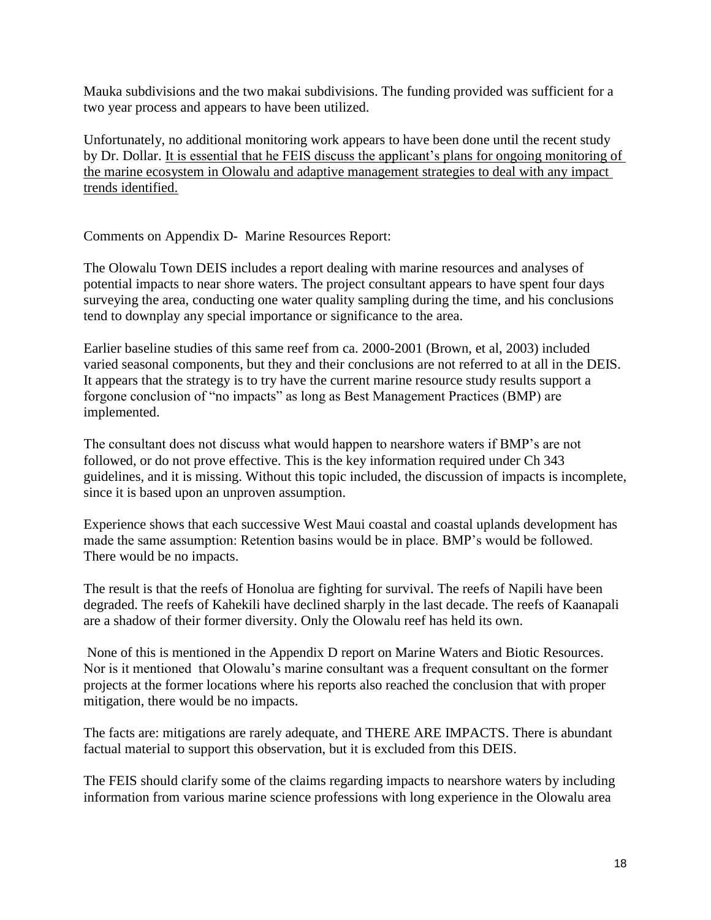Mauka subdivisions and the two makai subdivisions. The funding provided was sufficient for a two year process and appears to have been utilized.

Unfortunately, no additional monitoring work appears to have been done until the recent study by Dr. Dollar. <u>It is essential that he FEIS discuss the applicant's plans for ongoing monitoring of the marine ecosystem in Olowalu and adaptive management strategies to deal with any impact trends identified.</u>

Comments on Appendix D- Marine Resources Report:

The Olowalu Town DEIS includes a report dealing with marine resources and analyses of potential impacts to near shore waters. The project consultant appears to have spent four days surveying the area, conducting one water quality sampling during the time, and his conclusions tend to downplay any special importance or significance to the area.

Earlier baseline studies of this same reef from ca. 2000-2001 (Brown, et al, 2003) included varied seasonal components, but they and their conclusions are not referred to at all in the DEIS. It appears that the strategy is to try have the current marine resource study results support a forgone conclusion of "no impacts" as long as Best Management Practices (BMP) are implemented.

The consultant does not discuss what would happen to nearshore waters if BMP's are not followed, or do not prove effective. This is the key information required under Ch 343 guidelines, and it is missing. Without this topic included, the discussion of impacts is incomplete, since it is based upon an unproven assumption.

Experience shows that each successive West Maui coastal and coastal uplands development has made the same assumption: Retention basins would be in place. BMP's would be followed. There would be no impacts.

The result is that the reefs of Honolua are fighting for survival. The reefs of Napili have been degraded. The reefs of Kahekili have declined sharply in the last decade. The reefs of Kaanapali are a shadow of their former diversity. Only the Olowalu reef has held its own.

None of this is mentioned in the Appendix D report on Marine Waters and Biotic Resources. Nor is it mentioned that Olowalu's marine consultant was a frequent consultant on the former projects at the former locations where his reports also reached the conclusion that with proper mitigation, there would be no impacts.

The facts are: mitigations are rarely adequate, and THERE ARE IMPACTS. There is abundant factual material to support this observation, but it is excluded from this DEIS.

The FEIS should clarify some of the claims regarding impacts to nearshore waters by including information from various marine science professions with long experience in the Olowalu area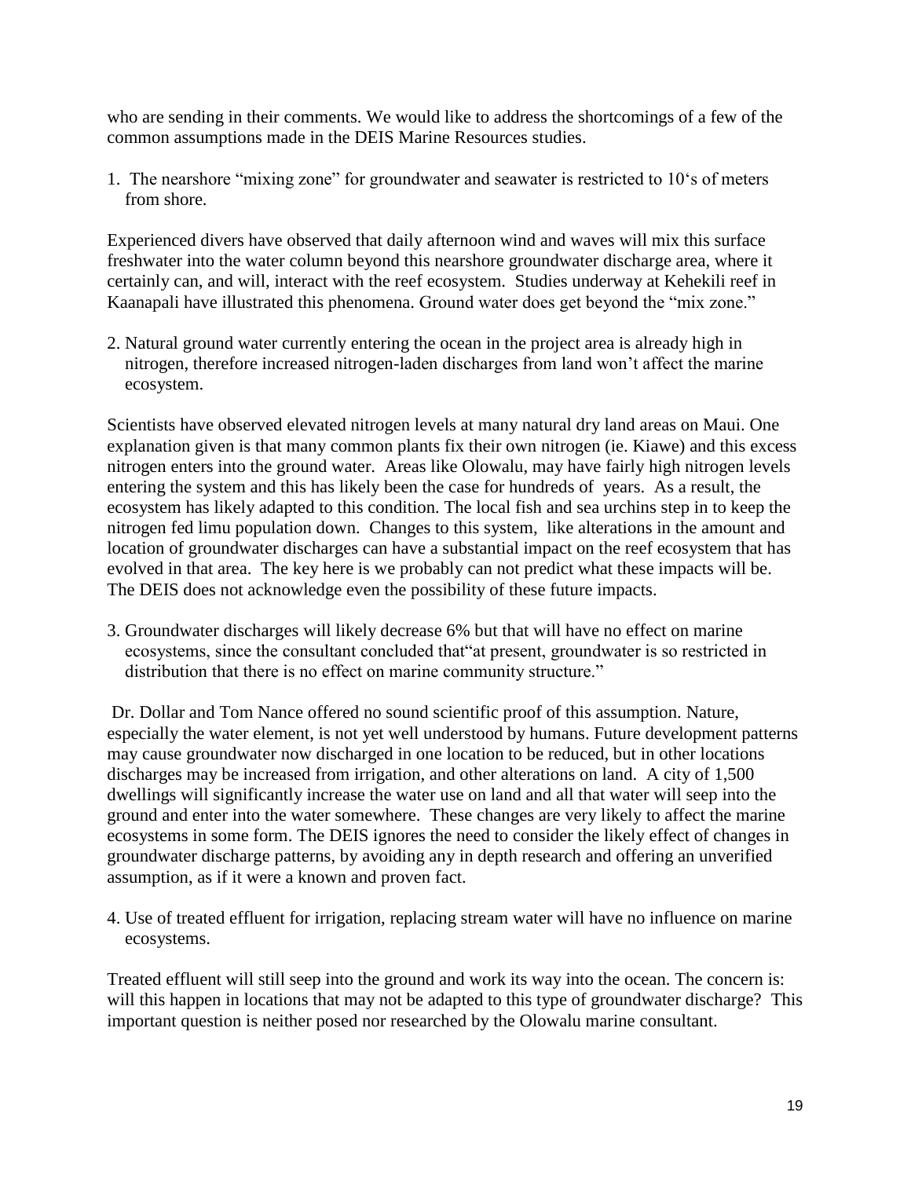who are sending in their comments. We would like to address the shortcomings of a few of the common assumptions made in the DEIS Marine Resources studies.

1. The nearshore "mixing zone" for groundwater and seawater is restricted to 10's of meters from shore.

Experienced divers have observed that daily afternoon wind and waves will mix this surface freshwater into the water column beyond this nearshore groundwater discharge area, where it certainly can, and will, interact with the reef ecosystem. Studies underway at Kehekili reef in Kaanapali have illustrated this phenomena. Ground water does get beyond the "mix zone."

2. Natural ground water currently entering the ocean in the project area is already high in nitrogen, therefore increased nitrogen-laden discharges from land won't affect the marine ecosystem.

Scientists have observed elevated nitrogen levels at many natural dry land areas on Maui. One explanation given is that many common plants fix their own nitrogen (ie. Kiawe) and this excess nitrogen enters into the ground water. Areas like Olowalu, may have fairly high nitrogen levels entering the system and this has likely been the case for hundreds of years. As a result, the ecosystem has likely adapted to this condition. The local fish and sea urchins step in to keep the nitrogen fed limu population down. Changes to this system, like alterations in the amount and location of groundwater discharges can have a substantial impact on the reef ecosystem that has evolved in that area. The key here is we probably can not predict what these impacts will be. The DEIS does not acknowledge even the possibility of these future impacts.

3. Groundwater discharges will likely decrease 6% but that will have no effect on marine ecosystems, since the consultant concluded that "at present, groundwater is so restricted in distribution that there is no effect on marine community structure."

Dr. Dollar and Tom Nance offered no sound scientific proof of this assumption. Nature, especially the water element, is not yet well understood by humans. Future development patterns may cause groundwater now discharged in one location to be reduced, but in other locations discharges may be increased from irrigation, and other alterations on land. A city of 1,500 dwellings will significantly increase the water use on land and all that water will seep into the ground and enter into the water somewhere. These changes are very likely to affect the marine ecosystems in some form. The DEIS ignores the need to consider the likely effect of changes in groundwater discharge patterns, by avoiding any in depth research and offering an unverified assumption, as if it were a known and proven fact.

4. Use of treated effluent for irrigation, replacing stream water will have no influence on marine ecosystems.

Treated effluent will still seep into the ground and work its way into the ocean. The concern is: will this happen in locations that may not be adapted to this type of groundwater discharge? This important question is neither posed nor researched by the Olowalu marine consultant.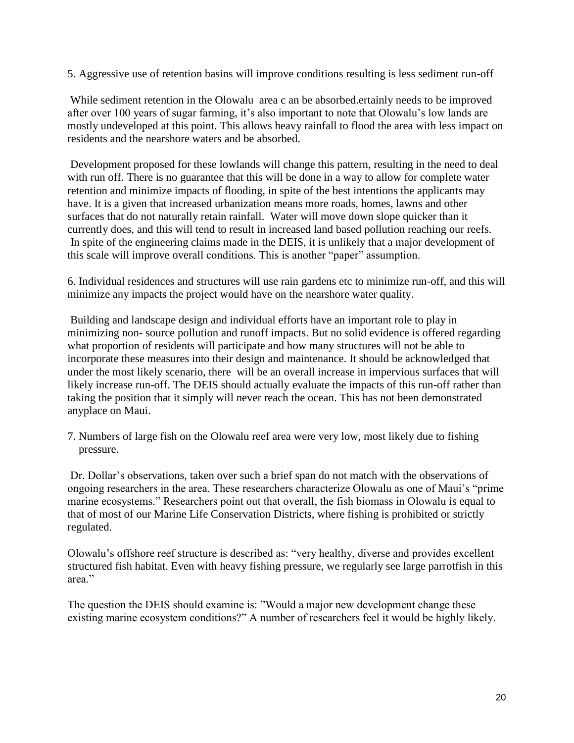5. Aggressive use of retention basins will improve conditions resulting is less sediment run-off

While sediment retention in the Olowalu area c an be absorbed.ertainly needs to be improved after over 100 years of sugar farming, it's also important to note that Olowalu's low lands are mostly undeveloped at this point. This allows heavy rainfall to flood the area with less impact on residents and the nearshore waters and be absorbed.

Development proposed for these lowlands will change this pattern, resulting in the need to deal with run off. There is no guarantee that this will be done in a way to allow for complete water retention and minimize impacts of flooding, in spite of the best intentions the applicants may have. It is a given that increased urbanization means more roads, homes, lawns and other surfaces that do not naturally retain rainfall. Water will move down slope quicker than it currently does, and this will tend to result in increased land based pollution reaching our reefs. In spite of the engineering claims made in the DEIS, it is unlikely that a major development of this scale will improve overall conditions. This is another "paper" assumption.

6. Individual residences and structures will use rain gardens etc to minimize run-off, and this will minimize any impacts the project would have on the nearshore water quality.

Building and landscape design and individual efforts have an important role to play in minimizing non- source pollution and runoff impacts. But no solid evidence is offered regarding what proportion of residents will participate and how many structures will not be able to incorporate these measures into their design and maintenance. It should be acknowledged that under the most likely scenario, there will be an overall increase in impervious surfaces that will likely increase run-off. The DEIS should actually evaluate the impacts of this run-off rather than taking the position that it simply will never reach the ocean. This has not been demonstrated anyplace on Maui.

7. Numbers of large fish on the Olowalu reef area were very low, most likely due to fishing pressure.

Dr. Dollar's observations, taken over such a brief span do not match with the observations of ongoing researchers in the area. These researchers characterize Olowalu as one of Maui's "prime marine ecosystems." Researchers point out that overall, the fish biomass in Olowalu is equal to that of most of our Marine Life Conservation Districts, where fishing is prohibited or strictly regulated.

Olowalu's offshore reef structure is described as: "very healthy, diverse and provides excellent structured fish habitat. Even with heavy fishing pressure, we regularly see large parrotfish in this area."

The question the DEIS should examine is: "Would a major new development change these existing marine ecosystem conditions?" A number of researchers feel it would be highly likely.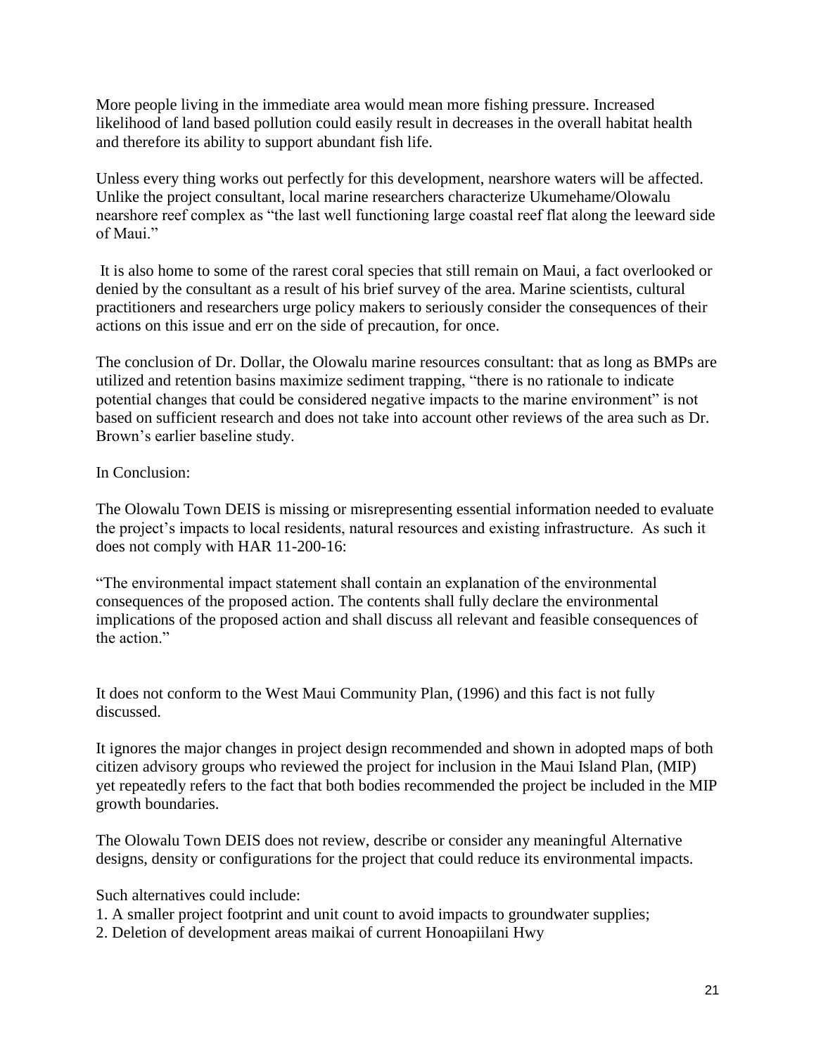More people living in the immediate area would mean more fishing pressure. Increased likelihood of land based pollution could easily result in decreases in the overall habitat health and therefore its ability to support abundant fish life.

Unless every thing works out perfectly for this development, nearshore waters will be affected. Unlike the project consultant, local marine researchers characterize Ukumehame/Olowalu nearshore reef complex as "the last well functioning large coastal reef flat along the leeward side of Maui."

It is also home to some of the rarest coral species that still remain on Maui, a fact overlooked or denied by the consultant as a result of his brief survey of the area. Marine scientists, cultural practitioners and researchers urge policy makers to seriously consider the consequences of their actions on this issue and err on the side of precaution, for once.

The conclusion of Dr. Dollar, the Olowalu marine resources consultant: that as long as BMPs are utilized and retention basins maximize sediment trapping, "there is no rationale to indicate potential changes that could be considered negative impacts to the marine environment" is not based on sufficient research and does not take into account other reviews of the area such as Dr. Brown's earlier baseline study.

In Conclusion:

The Olowalu Town DEIS is missing or misrepresenting essential information needed to evaluate the project's impacts to local residents, natural resources and existing infrastructure. As such it does not comply with HAR 11-200-16:

"The environmental impact statement shall contain an explanation of the environmental consequences of the proposed action. The contents shall fully declare the environmental implications of the proposed action and shall discuss all relevant and feasible consequences of the action."

It does not conform to the West Maui Community Plan, (1996) and this fact is not fully discussed.

It ignores the major changes in project design recommended and shown in adopted maps of both citizen advisory groups who reviewed the project for inclusion in the Maui Island Plan, (MIP) yet repeatedly refers to the fact that both bodies recommended the project be included in the MIP growth boundaries.

The Olowalu Town DEIS does not review, describe or consider any meaningful Alternative designs, density or configurations for the project that could reduce its environmental impacts.

Such alternatives could include:

1. A smaller project footprint and unit count to avoid impacts to groundwater supplies;
2. Deletion of development areas maikai of current Honoapiilani Hwy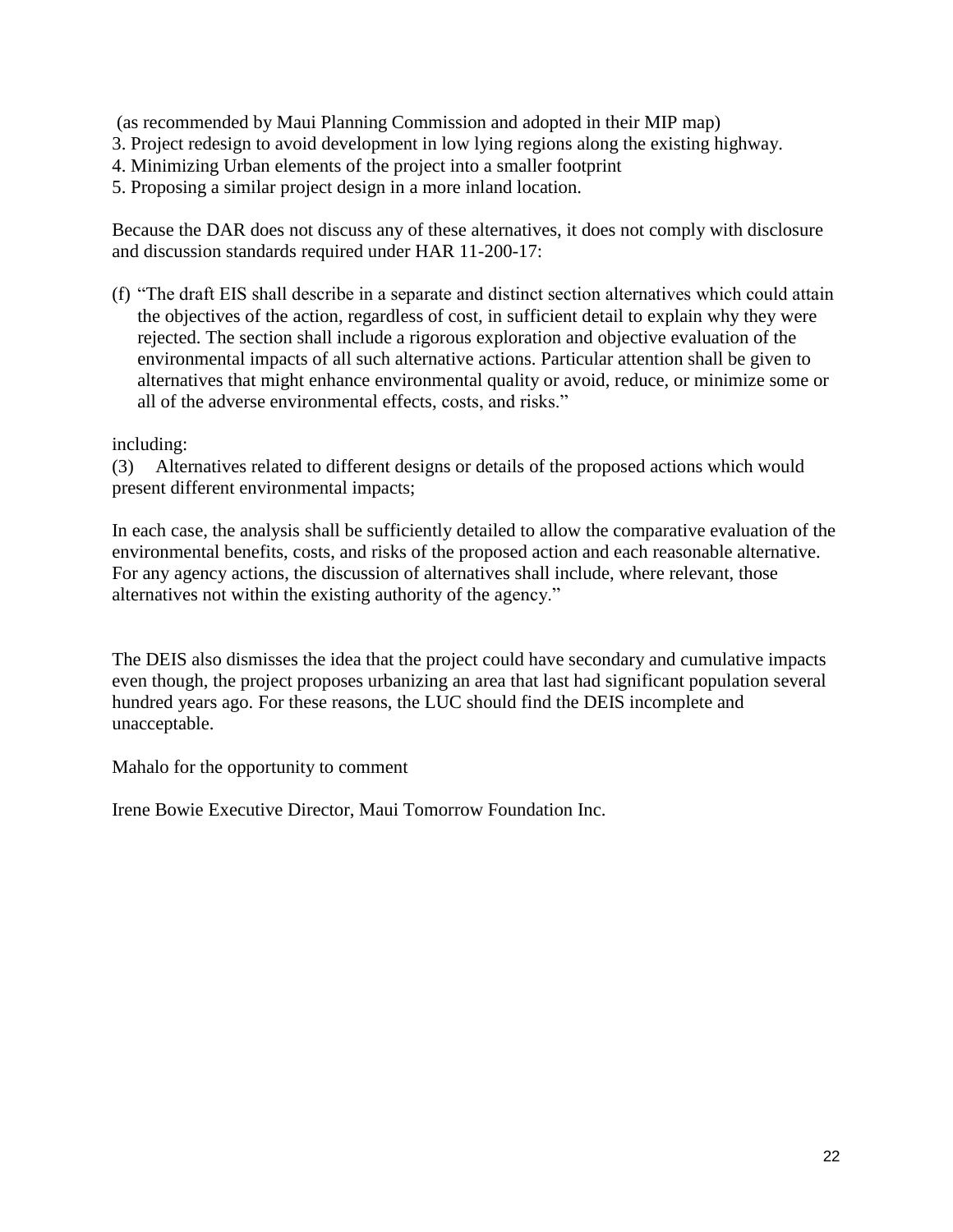(as recommended by Maui Planning Commission and adopted in their MIP map)

3. Project redesign to avoid development in low lying regions along the existing highway.
4. Minimizing Urban elements of the project into a smaller footprint
5. Proposing a similar project design in a more inland location.

Because the DAR does not discuss any of these alternatives, it does not comply with disclosure and discussion standards required under HAR 11-200-17:

(f) "The draft EIS shall describe in a separate and distinct section alternatives which could attain the objectives of the action, regardless of cost, in sufficient detail to explain why they were rejected. The section shall include a rigorous exploration and objective evaluation of the environmental impacts of all such alternative actions. Particular attention shall be given to alternatives that might enhance environmental quality or avoid, reduce, or minimize some or all of the adverse environmental effects, costs, and risks."

including:

(3) Alternatives related to different designs or details of the proposed actions which would present different environmental impacts;

In each case, the analysis shall be sufficiently detailed to allow the comparative evaluation of the environmental benefits, costs, and risks of the proposed action and each reasonable alternative. For any agency actions, the discussion of alternatives shall include, where relevant, those alternatives not within the existing authority of the agency."

The DEIS also dismisses the idea that the project could have secondary and cumulative impacts even though, the project proposes urbanizing an area that last had significant population several hundred years ago. For these reasons, the LUC should find the DEIS incomplete and unacceptable.

Mahalo for the opportunity to comment

Irene Bowie Executive Director, Maui Tomorrow Foundation Inc.